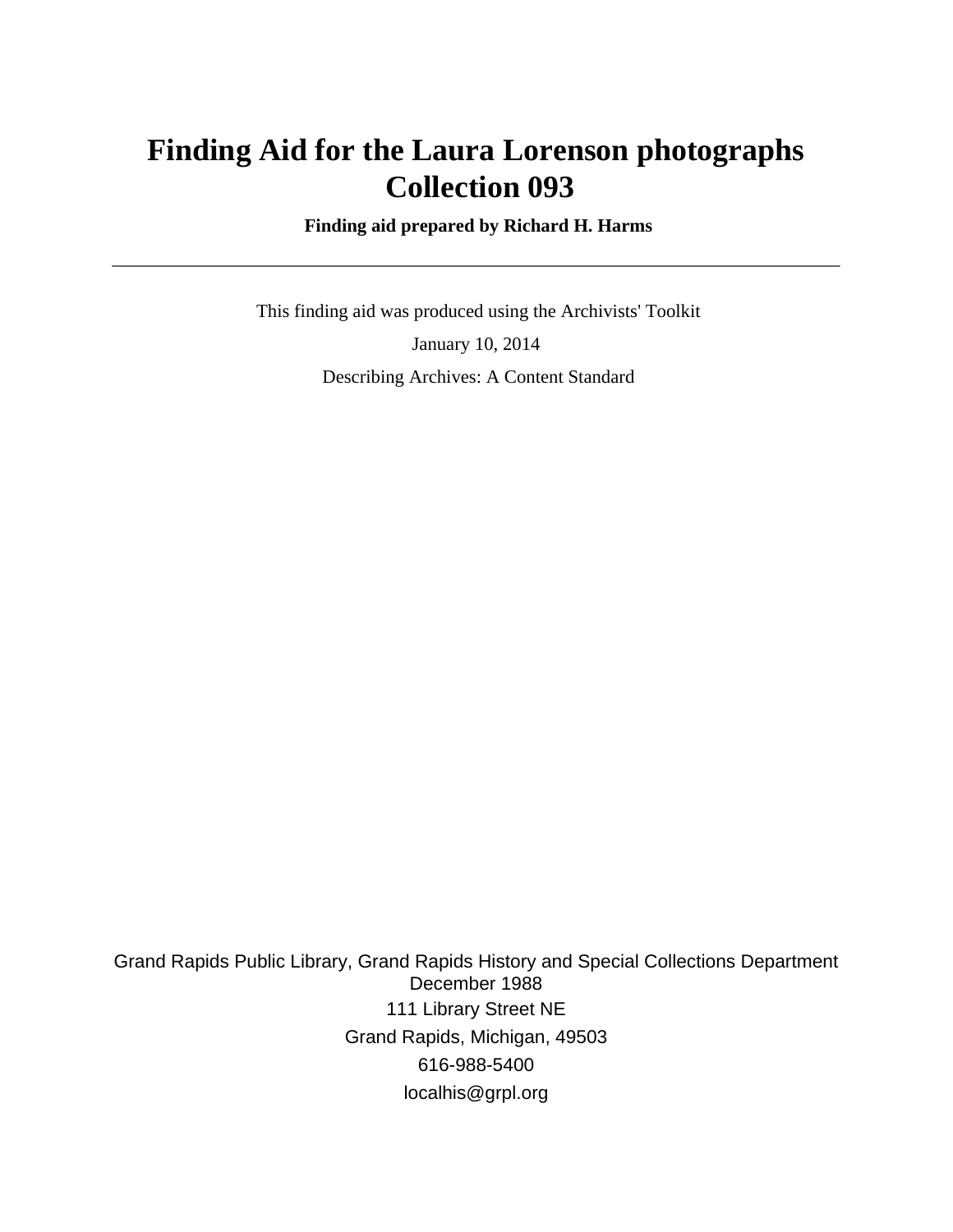# Finding Aid for the Laura Lorenson photographs Collection 093

**Finding aid prepared by Richard H. Harms**

---

This finding aid was produced using the Archivists' Toolkit

January 10, 2014

Describing Archives: A Content Standard

Grand Rapids Public Library, Grand Rapids History and Special Collections Department
December 1988
111 Library Street NE
Grand Rapids, Michigan, 49503
616-988-5400
localhis@grpl.org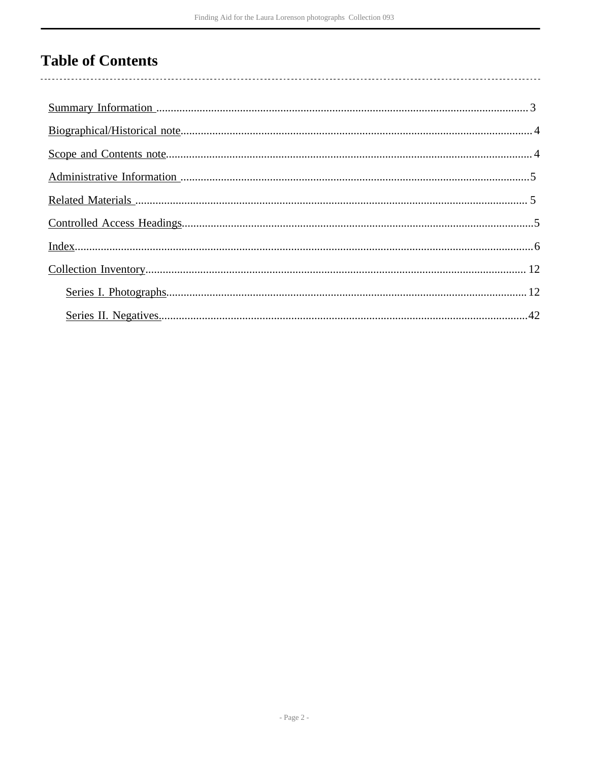# Table of Contents

Summary Information .......... 3

Biographical/Historical note .......... 4

Scope and Contents note .......... 4

Administrative Information .......... 5

Related Materials .......... 5

Controlled Access Headings .......... 5

Index .......... 6

Collection Inventory .......... 12

- Series I. Photographs .......... 12
- Series II. Negatives .......... 42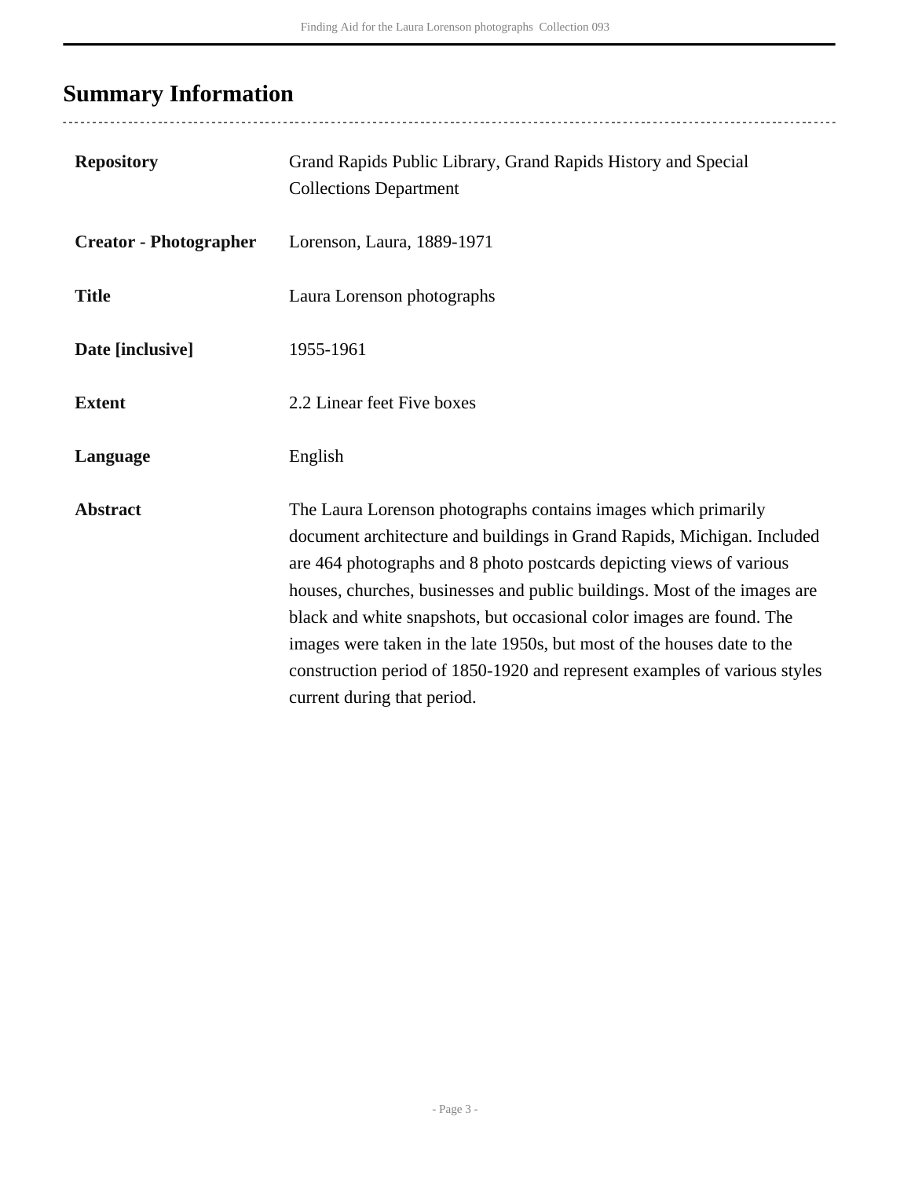## Summary Information

| | |
|---|---|
| **Repository** | Grand Rapids Public Library, Grand Rapids History and Special Collections Department |
| **Creator - Photographer** | Lorenson, Laura, 1889-1971 |
| **Title** | Laura Lorenson photographs |
| **Date [inclusive]** | 1955-1961 |
| **Extent** | 2.2 Linear feet Five boxes |
| **Language** | English |
| **Abstract** | The Laura Lorenson photographs contains images which primarily document architecture and buildings in Grand Rapids, Michigan. Included are 464 photographs and 8 photo postcards depicting views of various houses, churches, businesses and public buildings. Most of the images are black and white snapshots, but occasional color images are found. The images were taken in the late 1950s, but most of the houses date to the construction period of 1850-1920 and represent examples of various styles current during that period. |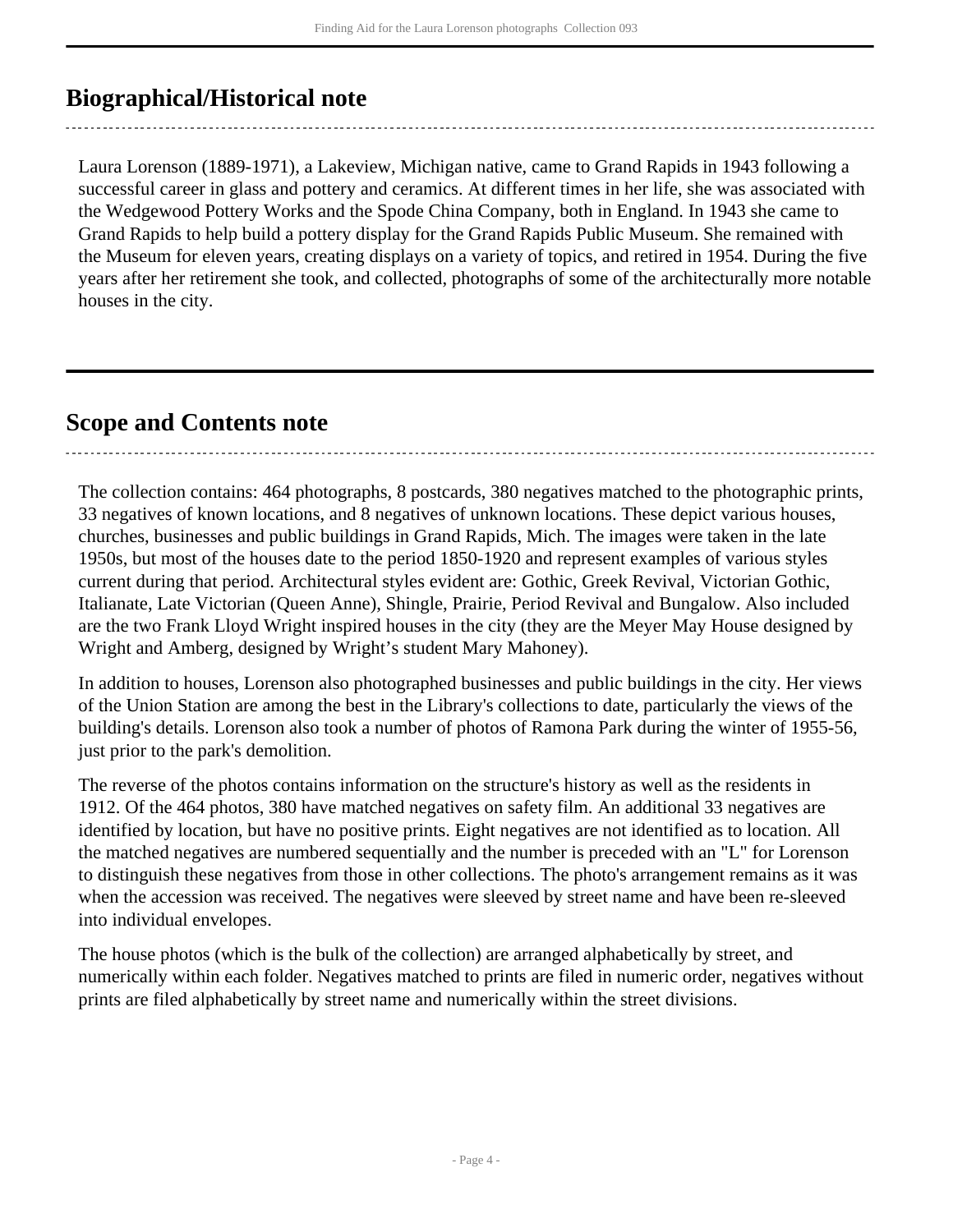## Biographical/Historical note

Laura Lorenson (1889-1971), a Lakeview, Michigan native, came to Grand Rapids in 1943 following a successful career in glass and pottery and ceramics. At different times in her life, she was associated with the Wedgewood Pottery Works and the Spode China Company, both in England. In 1943 she came to Grand Rapids to help build a pottery display for the Grand Rapids Public Museum. She remained with the Museum for eleven years, creating displays on a variety of topics, and retired in 1954. During the five years after her retirement she took, and collected, photographs of some of the architecturally more notable houses in the city.

## Scope and Contents note

The collection contains: 464 photographs, 8 postcards, 380 negatives matched to the photographic prints, 33 negatives of known locations, and 8 negatives of unknown locations. These depict various houses, churches, businesses and public buildings in Grand Rapids, Mich. The images were taken in the late 1950s, but most of the houses date to the period 1850-1920 and represent examples of various styles current during that period. Architectural styles evident are: Gothic, Greek Revival, Victorian Gothic, Italianate, Late Victorian (Queen Anne), Shingle, Prairie, Period Revival and Bungalow. Also included are the two Frank Lloyd Wright inspired houses in the city (they are the Meyer May House designed by Wright and Amberg, designed by Wright's student Mary Mahoney).

In addition to houses, Lorenson also photographed businesses and public buildings in the city. Her views of the Union Station are among the best in the Library's collections to date, particularly the views of the building's details. Lorenson also took a number of photos of Ramona Park during the winter of 1955-56, just prior to the park's demolition.

The reverse of the photos contains information on the structure's history as well as the residents in 1912. Of the 464 photos, 380 have matched negatives on safety film. An additional 33 negatives are identified by location, but have no positive prints. Eight negatives are not identified as to location. All the matched negatives are numbered sequentially and the number is preceded with an "L" for Lorenson to distinguish these negatives from those in other collections. The photo's arrangement remains as it was when the accession was received. The negatives were sleeved by street name and have been re-sleeved into individual envelopes.

The house photos (which is the bulk of the collection) are arranged alphabetically by street, and numerically within each folder. Negatives matched to prints are filed in numeric order, negatives without prints are filed alphabetically by street name and numerically within the street divisions.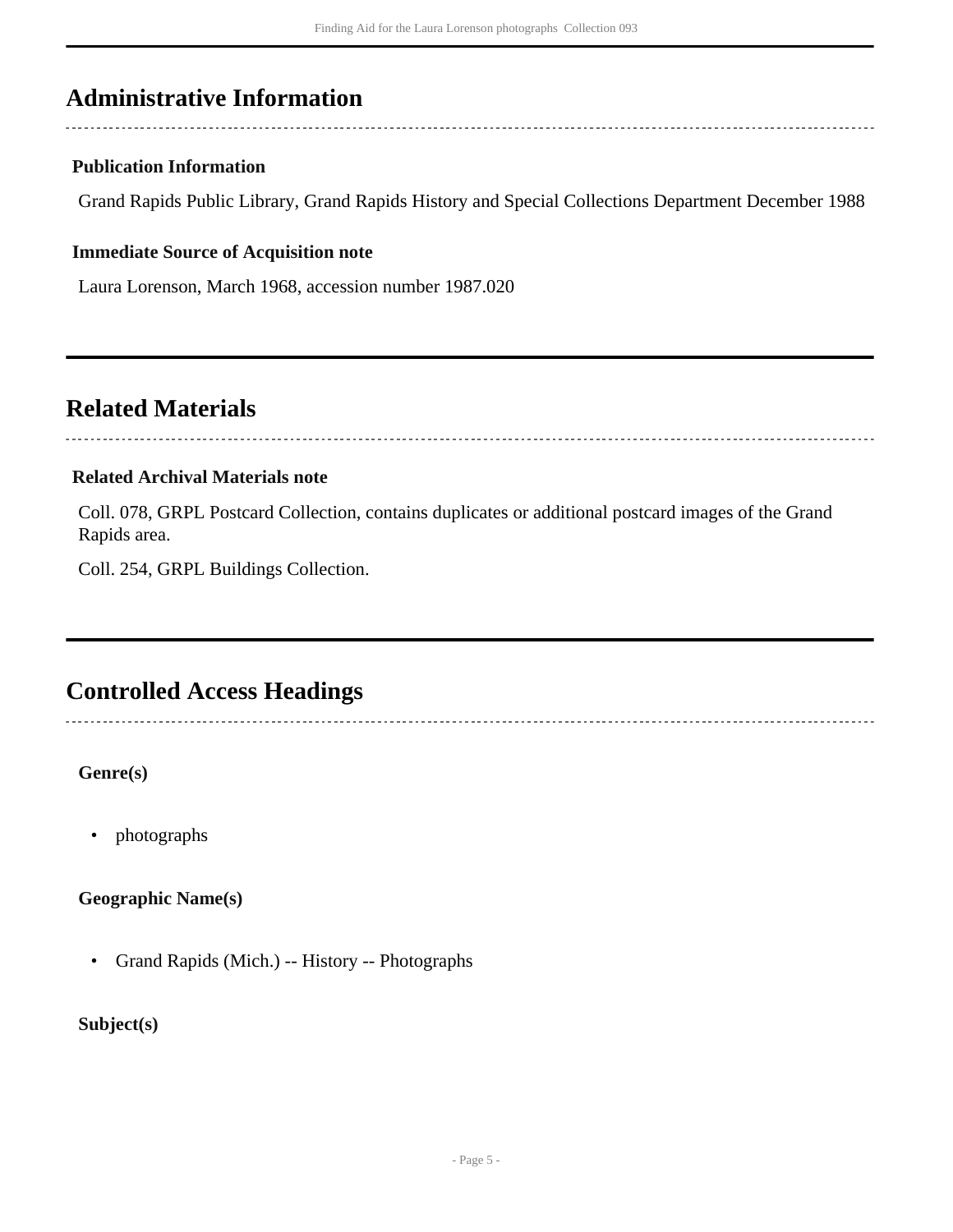## Administrative Information

### Publication Information

Grand Rapids Public Library, Grand Rapids History and Special Collections Department December 1988

### Immediate Source of Acquisition note

Laura Lorenson, March 1968, accession number 1987.020

## Related Materials

### Related Archival Materials note

Coll. 078, GRPL Postcard Collection, contains duplicates or additional postcard images of the Grand Rapids area.

Coll. 254, GRPL Buildings Collection.

## Controlled Access Headings

**Genre(s)**

- photographs

**Geographic Name(s)**

- Grand Rapids (Mich.) -- History -- Photographs

**Subject(s)**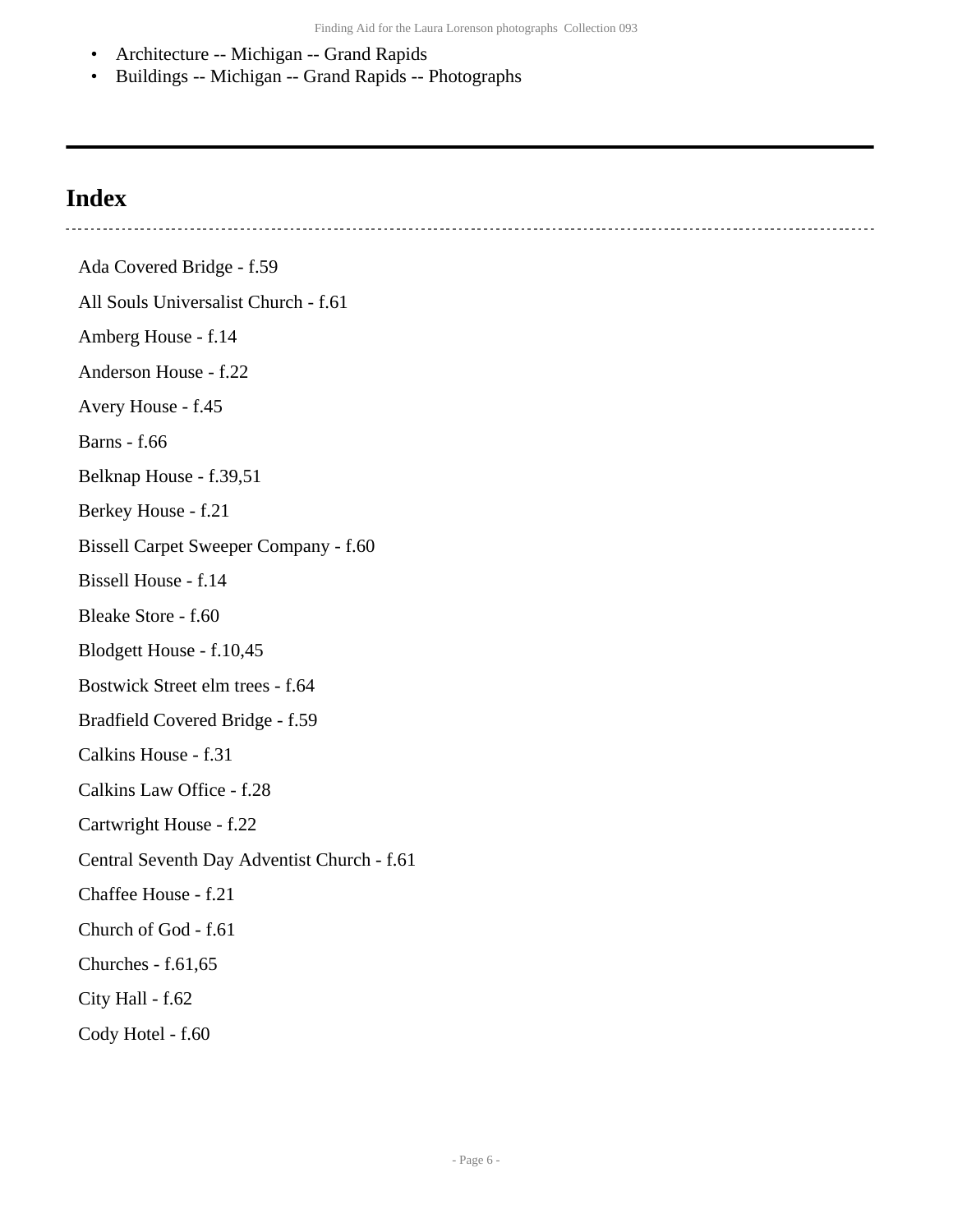- Architecture -- Michigan -- Grand Rapids
- Buildings -- Michigan -- Grand Rapids -- Photographs

## Index

Ada Covered Bridge - f.59

All Souls Universalist Church - f.61

Amberg House - f.14

Anderson House - f.22

Avery House - f.45

Barns - f.66

Belknap House - f.39,51

Berkey House - f.21

Bissell Carpet Sweeper Company - f.60

Bissell House - f.14

Bleake Store - f.60

Blodgett House - f.10,45

Bostwick Street elm trees - f.64

Bradfield Covered Bridge - f.59

Calkins House - f.31

Calkins Law Office - f.28

Cartwright House - f.22

Central Seventh Day Adventist Church - f.61

Chaffee House - f.21

Church of God - f.61

Churches - f.61,65

City Hall - f.62

Cody Hotel - f.60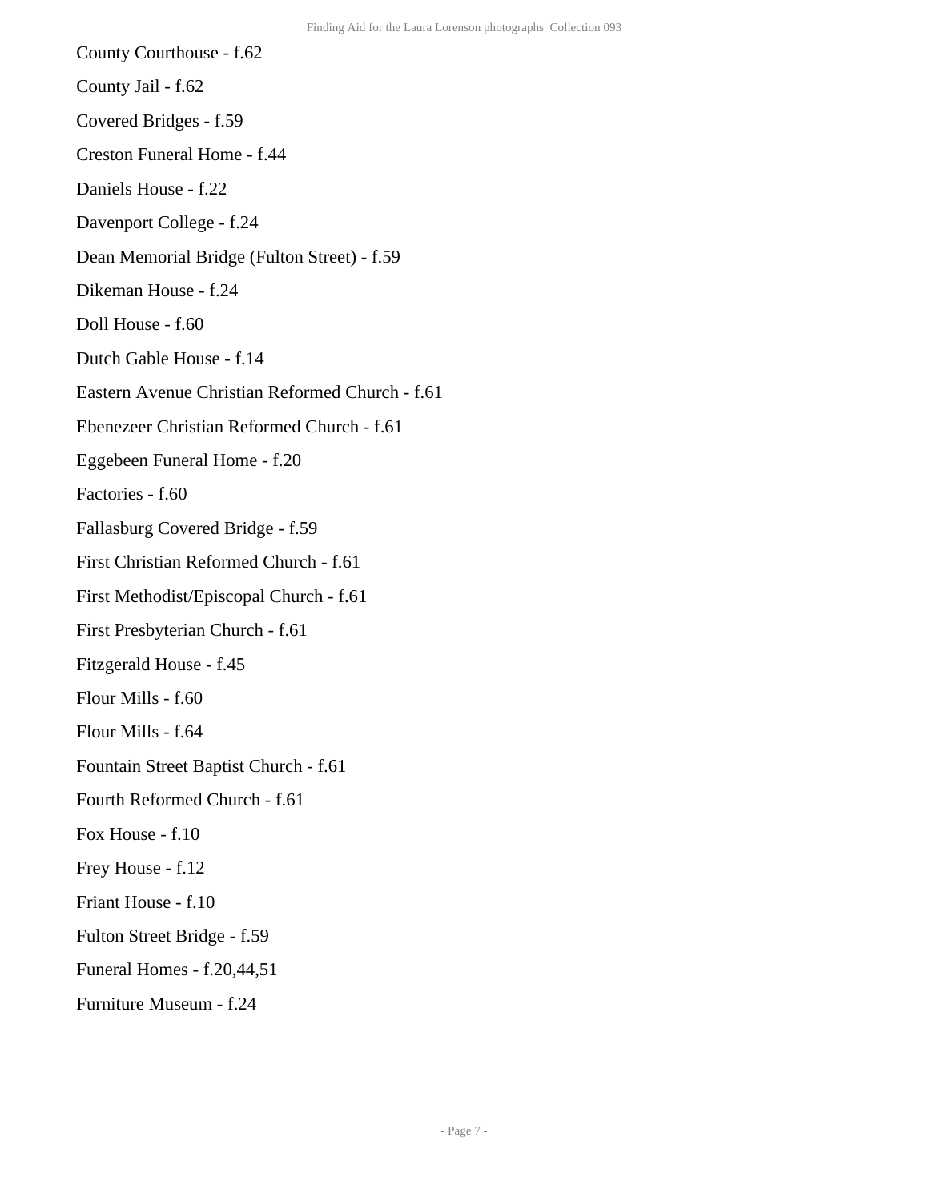County Courthouse - f.62

County Jail - f.62

Covered Bridges - f.59

Creston Funeral Home - f.44

Daniels House - f.22

Davenport College - f.24

Dean Memorial Bridge (Fulton Street) - f.59

Dikeman House - f.24

Doll House - f.60

Dutch Gable House - f.14

Eastern Avenue Christian Reformed Church - f.61

Ebenezeer Christian Reformed Church - f.61

Eggebeen Funeral Home - f.20

Factories - f.60

Fallasburg Covered Bridge - f.59

First Christian Reformed Church - f.61

First Methodist/Episcopal Church - f.61

First Presbyterian Church - f.61

Fitzgerald House - f.45

Flour Mills - f.60

Flour Mills - f.64

Fountain Street Baptist Church - f.61

Fourth Reformed Church - f.61

Fox House - f.10

Frey House - f.12

Friant House - f.10

Fulton Street Bridge - f.59

Funeral Homes - f.20,44,51

Furniture Museum - f.24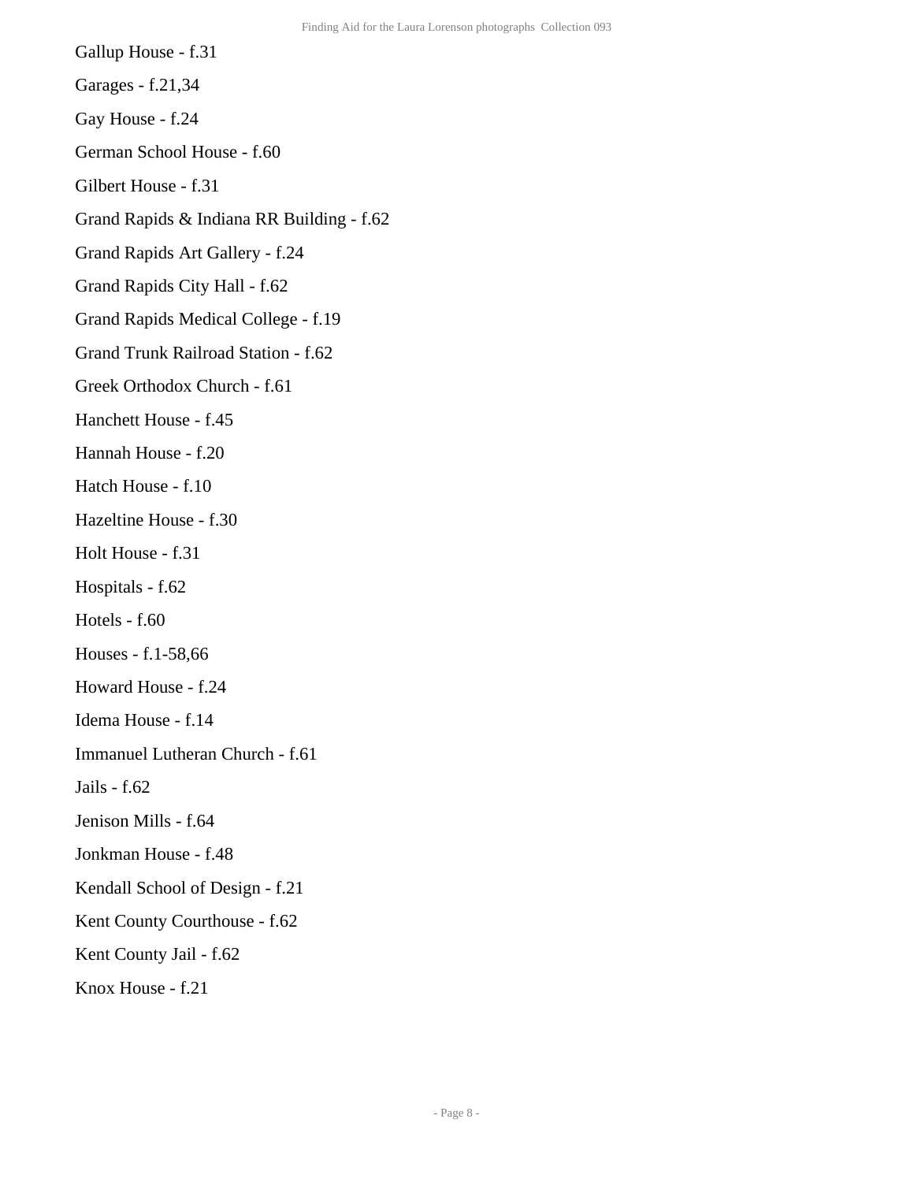Gallup House - f.31

Garages - f.21,34

Gay House - f.24

German School House - f.60

Gilbert House - f.31

Grand Rapids & Indiana RR Building - f.62

Grand Rapids Art Gallery - f.24

Grand Rapids City Hall - f.62

Grand Rapids Medical College - f.19

Grand Trunk Railroad Station - f.62

Greek Orthodox Church - f.61

Hanchett House - f.45

Hannah House - f.20

Hatch House - f.10

Hazeltine House - f.30

Holt House - f.31

Hospitals - f.62

Hotels - f.60

Houses - f.1-58,66

Howard House - f.24

Idema House - f.14

Immanuel Lutheran Church - f.61

Jails - f.62

Jenison Mills - f.64

Jonkman House - f.48

Kendall School of Design - f.21

Kent County Courthouse - f.62

Kent County Jail - f.62

Knox House - f.21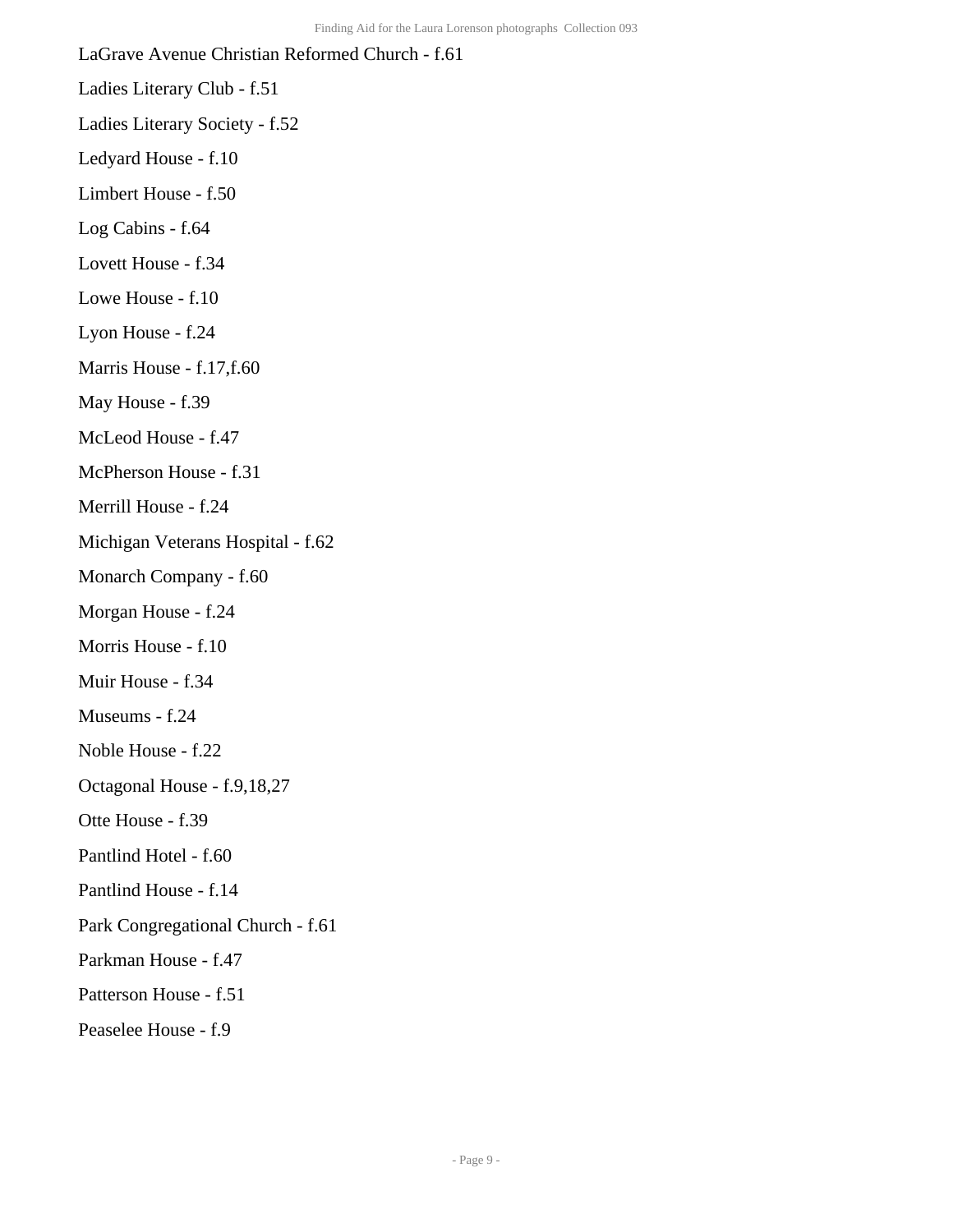LaGrave Avenue Christian Reformed Church - f.61

Ladies Literary Club - f.51

Ladies Literary Society - f.52

Ledyard House - f.10

Limbert House - f.50

Log Cabins - f.64

Lovett House - f.34

Lowe House - f.10

Lyon House - f.24

Marris House - f.17,f.60

May House - f.39

McLeod House - f.47

McPherson House - f.31

Merrill House - f.24

Michigan Veterans Hospital - f.62

Monarch Company - f.60

Morgan House - f.24

Morris House - f.10

Muir House - f.34

Museums - f.24

Noble House - f.22

Octagonal House - f.9,18,27

Otte House - f.39

Pantlind Hotel - f.60

Pantlind House - f.14

Park Congregational Church - f.61

Parkman House - f.47

Patterson House - f.51

Peaselee House - f.9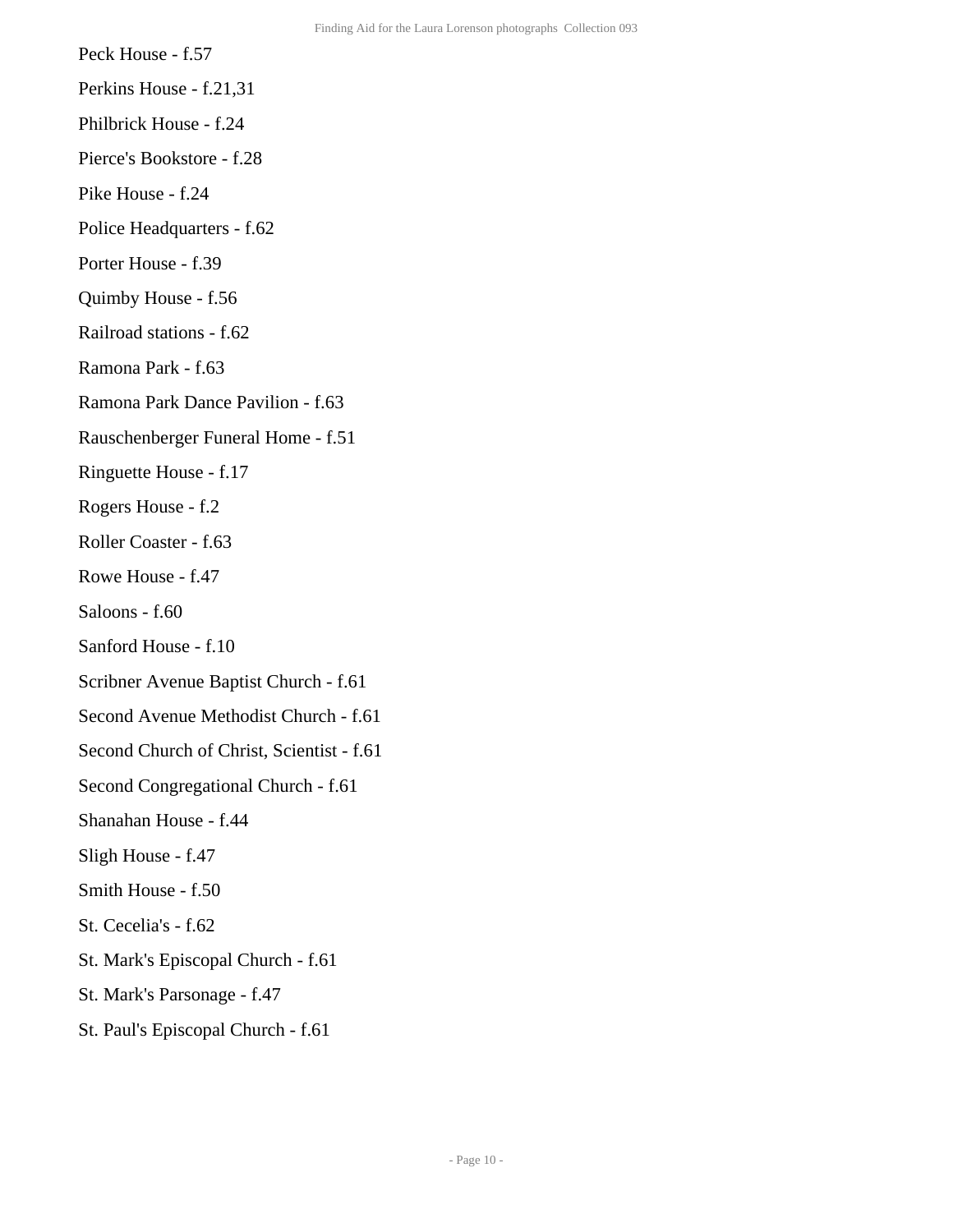Peck House - f.57

Perkins House - f.21,31

Philbrick House - f.24

Pierce's Bookstore - f.28

Pike House - f.24

Police Headquarters - f.62

Porter House - f.39

Quimby House - f.56

Railroad stations - f.62

Ramona Park - f.63

Ramona Park Dance Pavilion - f.63

Rauschenberger Funeral Home - f.51

Ringuette House - f.17

Rogers House - f.2

Roller Coaster - f.63

Rowe House - f.47

Saloons - f.60

Sanford House - f.10

Scribner Avenue Baptist Church - f.61

Second Avenue Methodist Church - f.61

Second Church of Christ, Scientist - f.61

Second Congregational Church - f.61

Shanahan House - f.44

Sligh House - f.47

Smith House - f.50

St. Cecelia's - f.62

St. Mark's Episcopal Church - f.61

St. Mark's Parsonage - f.47

St. Paul's Episcopal Church - f.61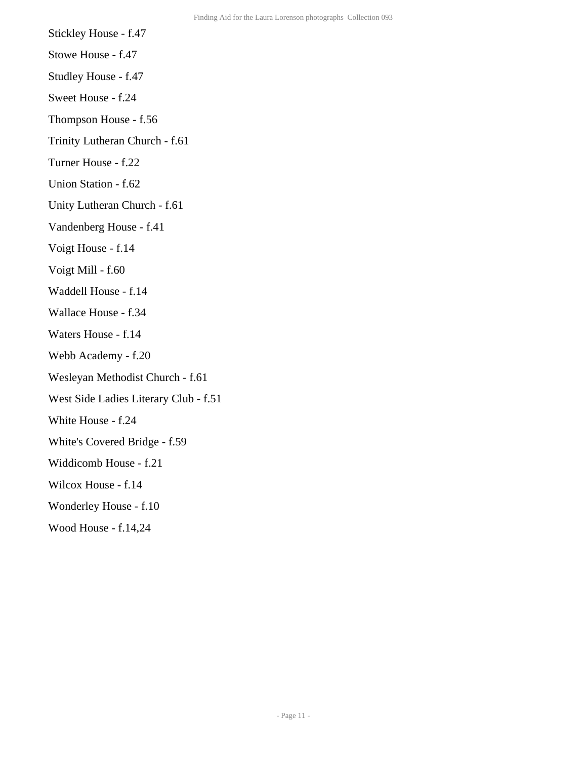Stickley House - f.47

Stowe House - f.47

Studley House - f.47

Sweet House - f.24

Thompson House - f.56

Trinity Lutheran Church - f.61

Turner House - f.22

Union Station - f.62

Unity Lutheran Church - f.61

Vandenberg House - f.41

Voigt House - f.14

Voigt Mill - f.60

Waddell House - f.14

Wallace House - f.34

Waters House - f.14

Webb Academy - f.20

Wesleyan Methodist Church - f.61

West Side Ladies Literary Club - f.51

White House - f.24

White's Covered Bridge - f.59

Widdicomb House - f.21

Wilcox House - f.14

Wonderley House - f.10

Wood House - f.14,24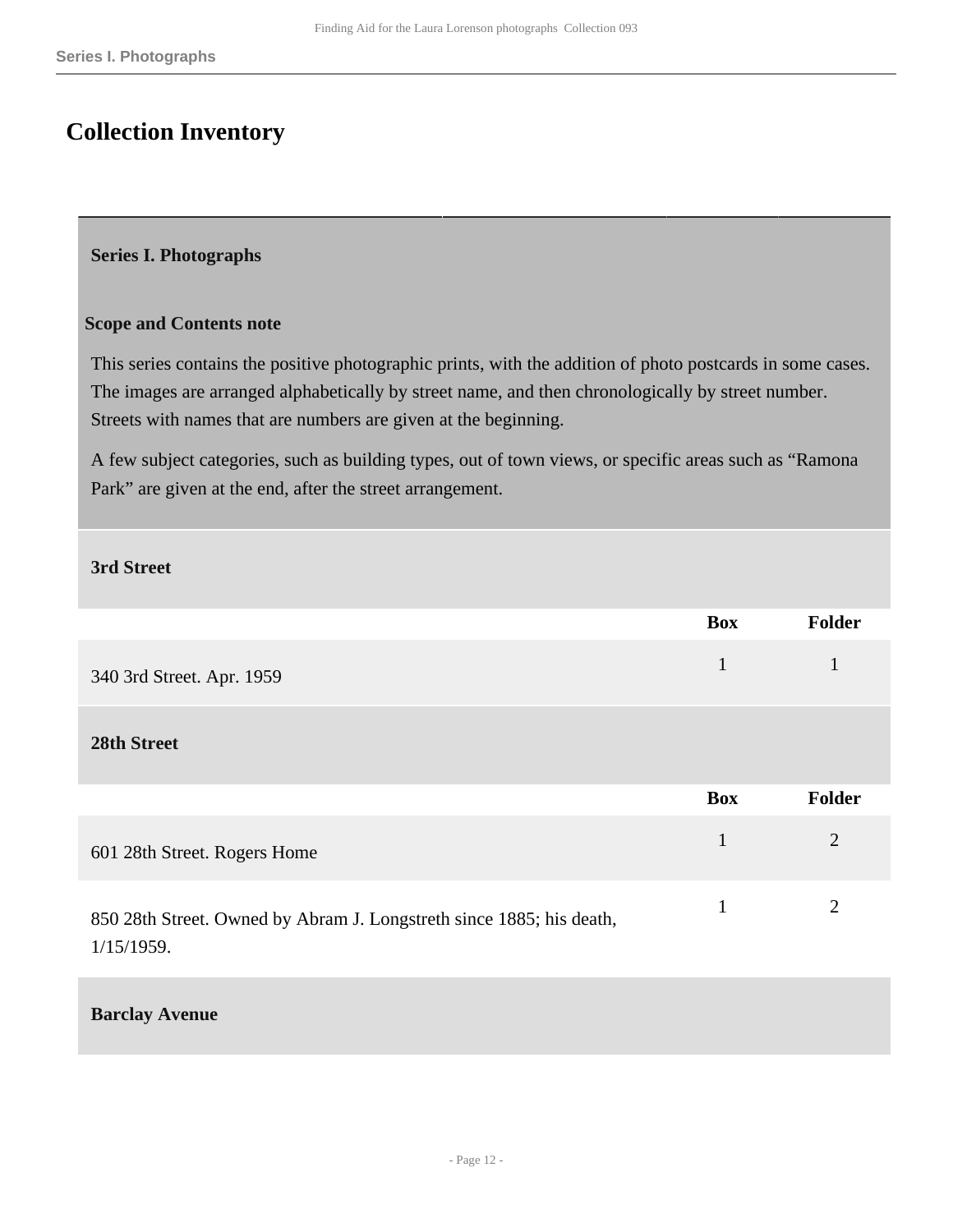# Collection Inventory

## Series I. Photographs

**Scope and Contents note**

This series contains the positive photographic prints, with the addition of photo postcards in some cases. The images are arranged alphabetically by street name, and then chronologically by street number. Streets with names that are numbers are given at the beginning.

A few subject categories, such as building types, out of town views, or specific areas such as “Ramona Park” are given at the end, after the street arrangement.

### 3rd Street

| | Box | Folder |
|---|---|---|
| 340 3rd Street. Apr. 1959 | 1 | 1 |

### 28th Street

| | Box | Folder |
|---|---|---|
| 601 28th Street. Rogers Home | 1 | 2 |
| 850 28th Street. Owned by Abram J. Longstreth since 1885; his death, 1/15/1959. | 1 | 2 |

### Barclay Avenue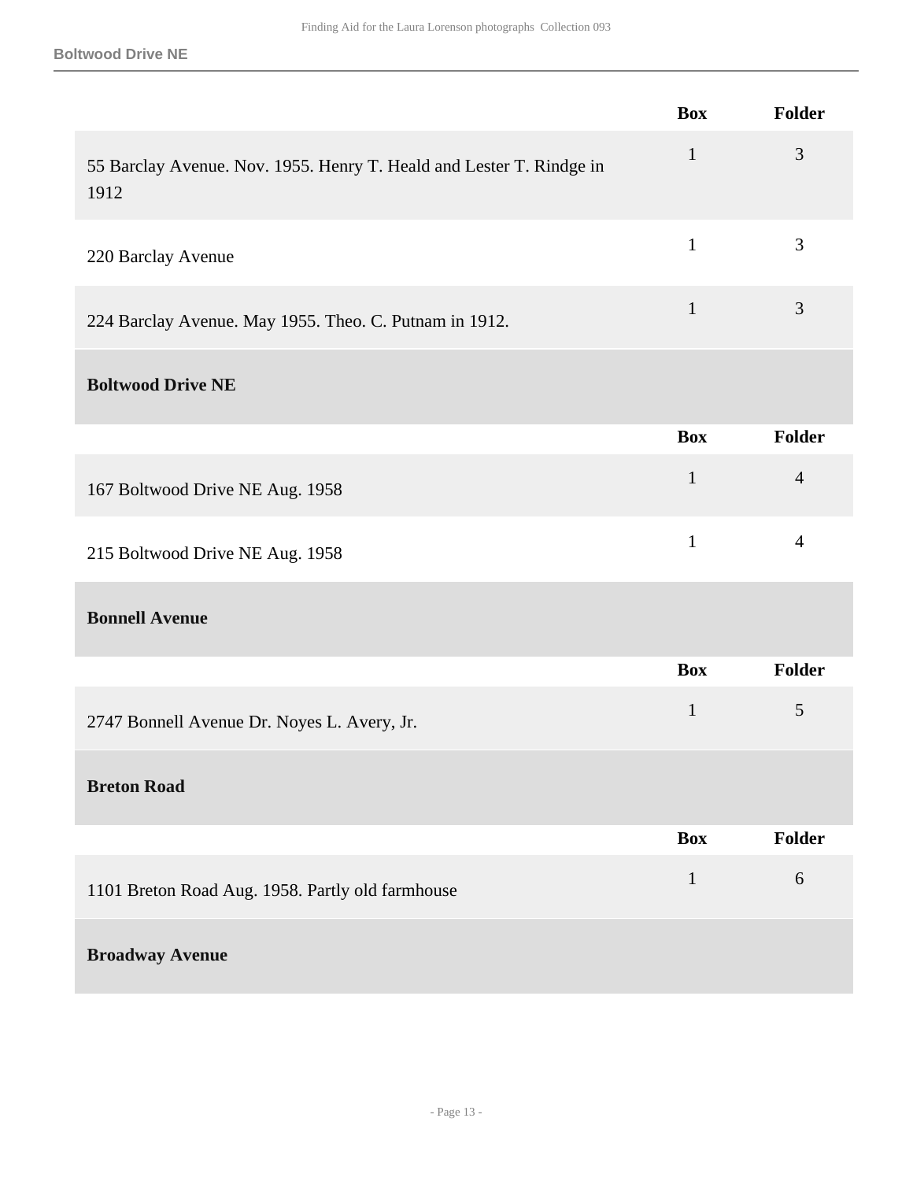| | Box | Folder |
|---|---|---|
| 55 Barclay Avenue. Nov. 1955. Henry T. Heald and Lester T. Rindge in 1912 | 1 | 3 |
| 220 Barclay Avenue | 1 | 3 |
| 224 Barclay Avenue. May 1955. Theo. C. Putnam in 1912. | 1 | 3 |

**Boltwood Drive NE**

| | Box | Folder |
|---|---|---|
| 167 Boltwood Drive NE Aug. 1958 | 1 | 4 |
| 215 Boltwood Drive NE Aug. 1958 | 1 | 4 |

**Bonnell Avenue**

| | Box | Folder |
|---|---|---|
| 2747 Bonnell Avenue Dr. Noyes L. Avery, Jr. | 1 | 5 |

**Breton Road**

| | Box | Folder |
|---|---|---|
| 1101 Breton Road Aug. 1958. Partly old farmhouse | 1 | 6 |

**Broadway Avenue**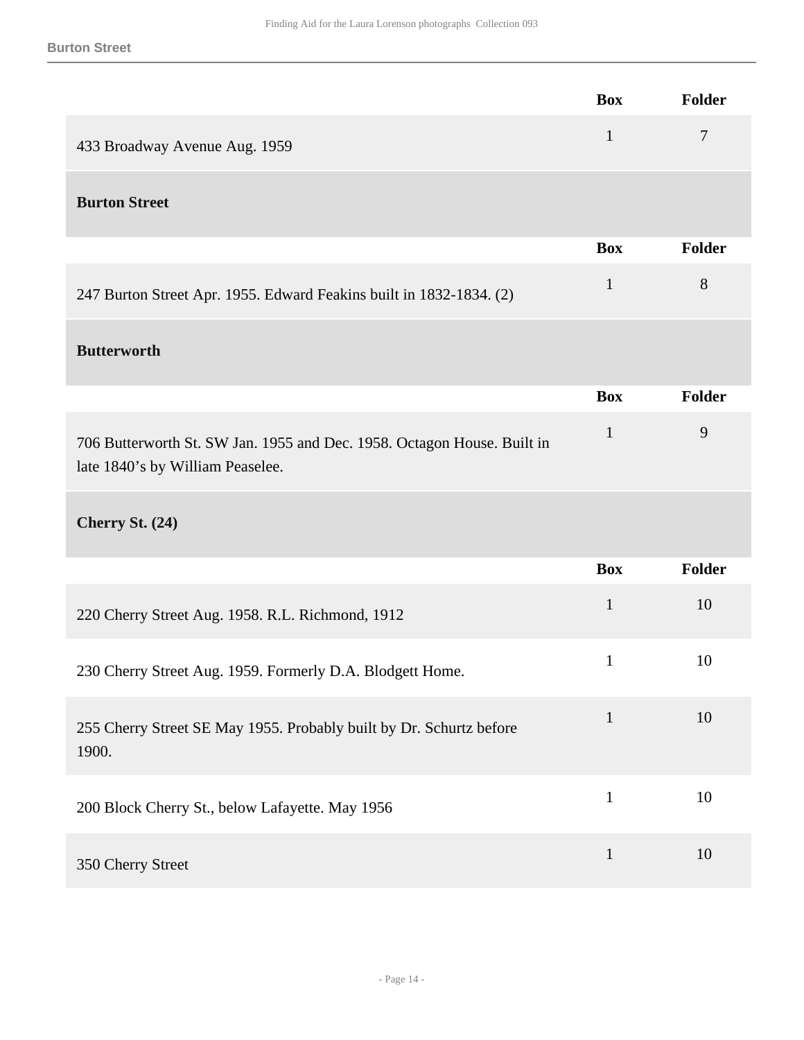| | Box | Folder |
|---|---|---|
| 433 Broadway Avenue Aug. 1959 | 1 | 7 |

### Burton Street

| | Box | Folder |
|---|---|---|
| 247 Burton Street Apr. 1955. Edward Feakins built in 1832-1834. (2) | 1 | 8 |

### Butterworth

| | Box | Folder |
|---|---|---|
| 706 Butterworth St. SW Jan. 1955 and Dec. 1958. Octagon House. Built in late 1840's by William Peaselee. | 1 | 9 |

### Cherry St. (24)

| | Box | Folder |
|---|---|---|
| 220 Cherry Street Aug. 1958. R.L. Richmond, 1912 | 1 | 10 |
| 230 Cherry Street Aug. 1959. Formerly D.A. Blodgett Home. | 1 | 10 |
| 255 Cherry Street SE May 1955. Probably built by Dr. Schurtz before 1900. | 1 | 10 |
| 200 Block Cherry St., below Lafayette. May 1956 | 1 | 10 |
| 350 Cherry Street | 1 | 10 |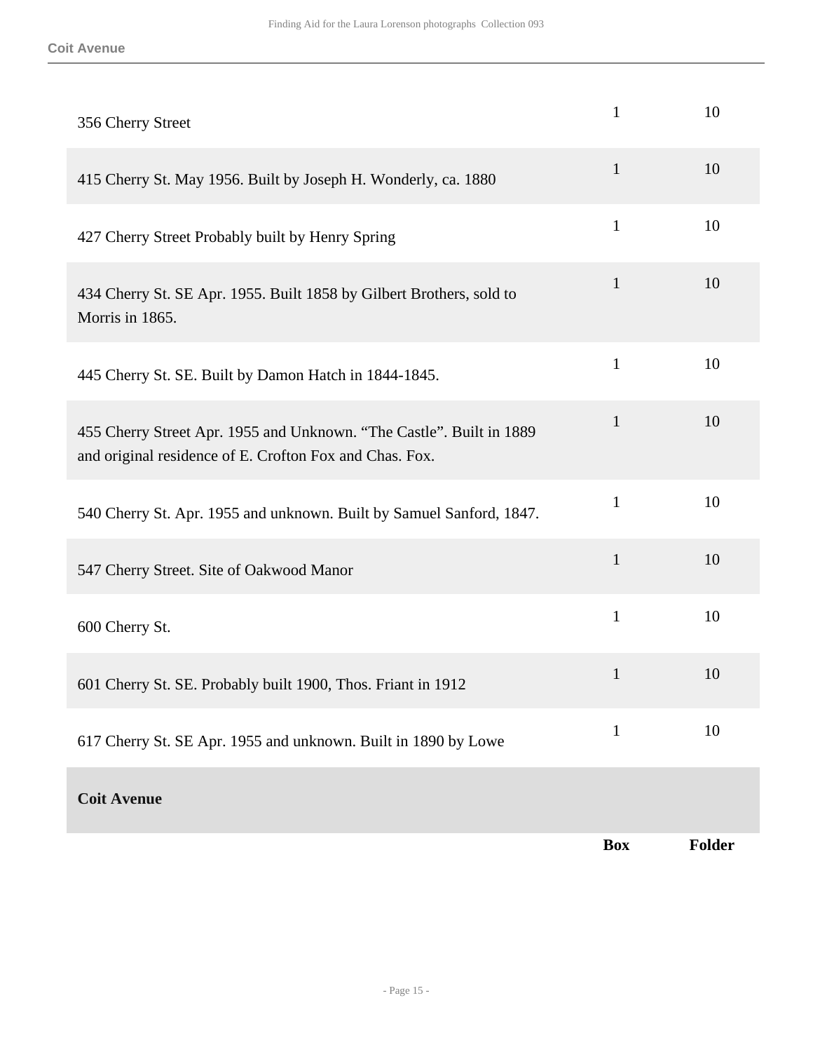| | Box | Folder |
|---|---|---|
| 356 Cherry Street | 1 | 10 |
| 415 Cherry St. May 1956. Built by Joseph H. Wonderly, ca. 1880 | 1 | 10 |
| 427 Cherry Street Probably built by Henry Spring | 1 | 10 |
| 434 Cherry St. SE Apr. 1955. Built 1858 by Gilbert Brothers, sold to Morris in 1865. | 1 | 10 |
| 445 Cherry St. SE. Built by Damon Hatch in 1844-1845. | 1 | 10 |
| 455 Cherry Street Apr. 1955 and Unknown. “The Castle”. Built in 1889 and original residence of E. Crofton Fox and Chas. Fox. | 1 | 10 |
| 540 Cherry St. Apr. 1955 and unknown. Built by Samuel Sanford, 1847. | 1 | 10 |
| 547 Cherry Street. Site of Oakwood Manor | 1 | 10 |
| 600 Cherry St. | 1 | 10 |
| 601 Cherry St. SE. Probably built 1900, Thos. Friant in 1912 | 1 | 10 |
| 617 Cherry St. SE Apr. 1955 and unknown. Built in 1890 by Lowe | 1 | 10 |

### Coit Avenue

| | Box | Folder |
|---|---|---|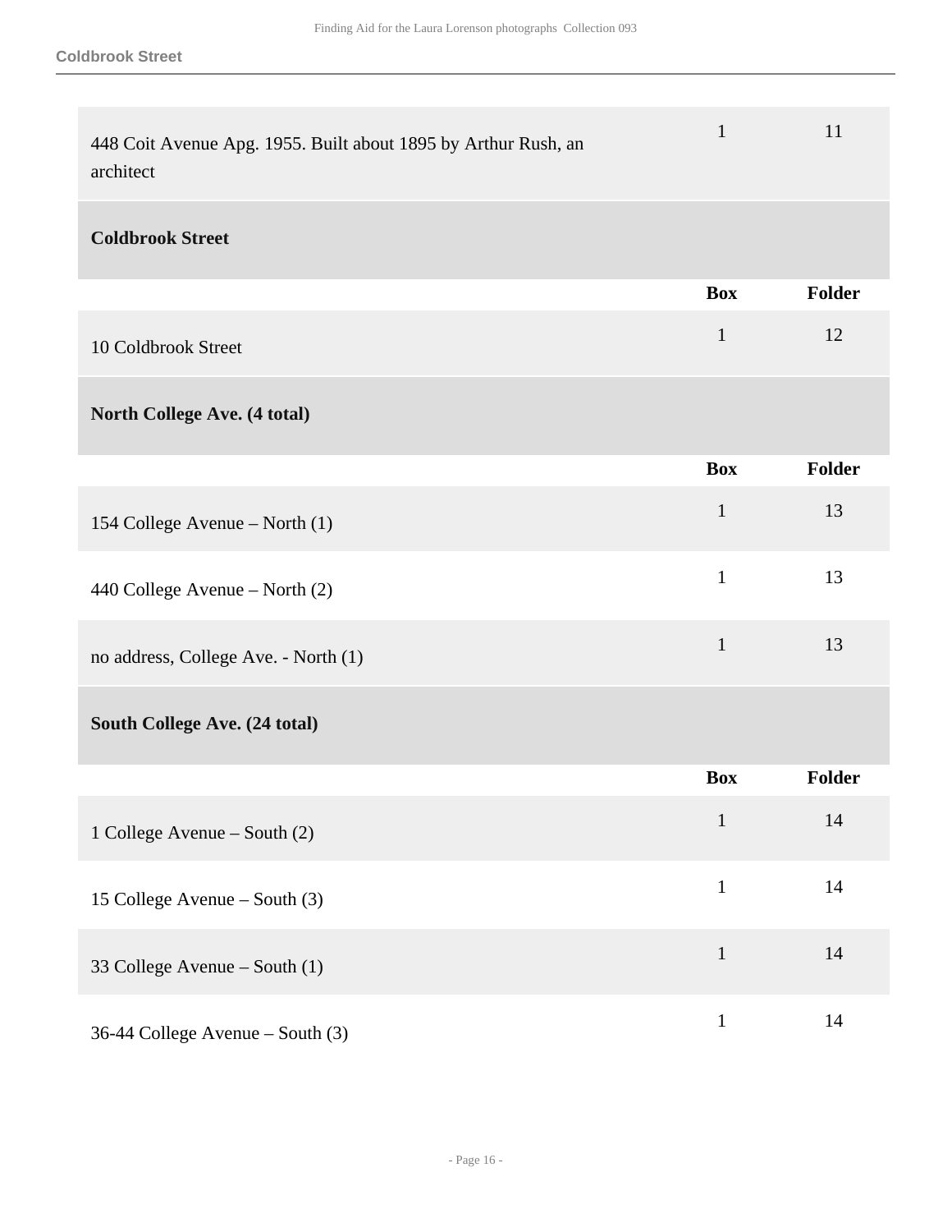| | Box | Folder |
|---|---|---|
| 448 Coit Avenue Apg. 1955. Built about 1895 by Arthur Rush, an architect | 1 | 11 |

### Coldbrook Street

| | Box | Folder |
|---|---|---|
| 10 Coldbrook Street | 1 | 12 |

### North College Ave. (4 total)

| | Box | Folder |
|---|---|---|
| 154 College Avenue – North (1) | 1 | 13 |
| 440 College Avenue – North (2) | 1 | 13 |
| no address, College Ave. - North (1) | 1 | 13 |

### South College Ave. (24 total)

| | Box | Folder |
|---|---|---|
| 1 College Avenue – South (2) | 1 | 14 |
| 15 College Avenue – South (3) | 1 | 14 |
| 33 College Avenue – South (1) | 1 | 14 |
| 36-44 College Avenue – South (3) | 1 | 14 |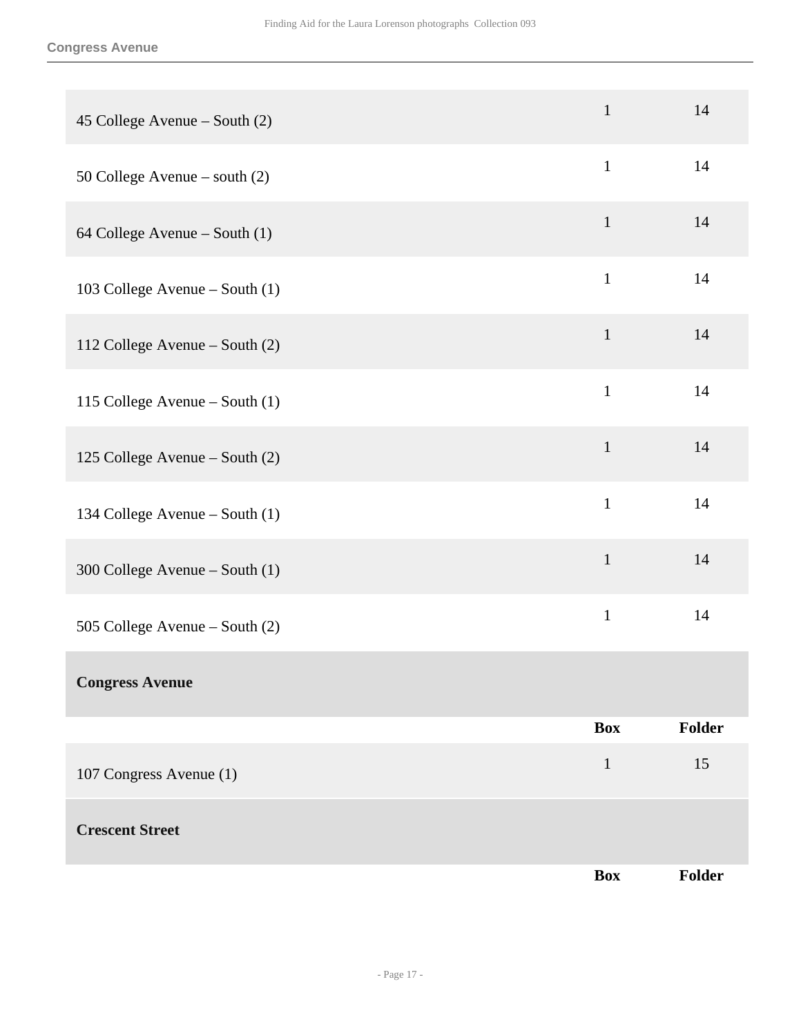| | Box | Folder |
|---|---|---|
| 45 College Avenue – South (2) | 1 | 14 |
| 50 College Avenue – south (2) | 1 | 14 |
| 64 College Avenue – South (1) | 1 | 14 |
| 103 College Avenue – South (1) | 1 | 14 |
| 112 College Avenue – South (2) | 1 | 14 |
| 115 College Avenue – South (1) | 1 | 14 |
| 125 College Avenue – South (2) | 1 | 14 |
| 134 College Avenue – South (1) | 1 | 14 |
| 300 College Avenue – South (1) | 1 | 14 |
| 505 College Avenue – South (2) | 1 | 14 |

**Congress Avenue**

| | Box | Folder |
|---|---|---|
| 107 Congress Avenue (1) | 1 | 15 |

**Crescent Street**

| | Box | Folder |
|---|---|---|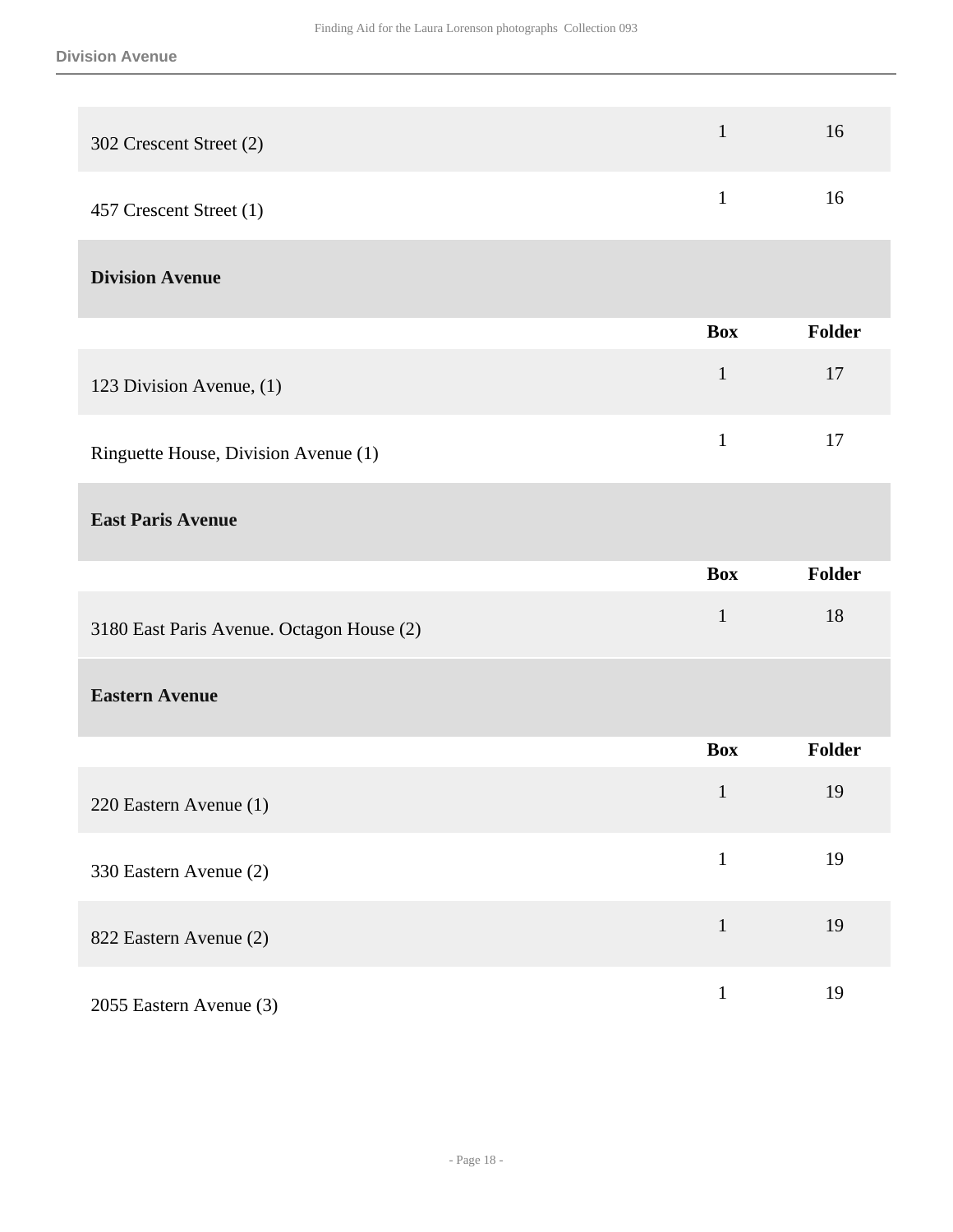| | | |
|---|---|---|
| 302 Crescent Street (2) | 1 | 16 |
| 457 Crescent Street (1) | 1 | 16 |

### Division Avenue

| | Box | Folder |
|---|---|---|
| 123 Division Avenue, (1) | 1 | 17 |
| Ringuette House, Division Avenue (1) | 1 | 17 |

### East Paris Avenue

| | Box | Folder |
|---|---|---|
| 3180 East Paris Avenue. Octagon House (2) | 1 | 18 |

### Eastern Avenue

| | Box | Folder |
|---|---|---|
| 220 Eastern Avenue (1) | 1 | 19 |
| 330 Eastern Avenue (2) | 1 | 19 |
| 822 Eastern Avenue (2) | 1 | 19 |
| 2055 Eastern Avenue (3) | 1 | 19 |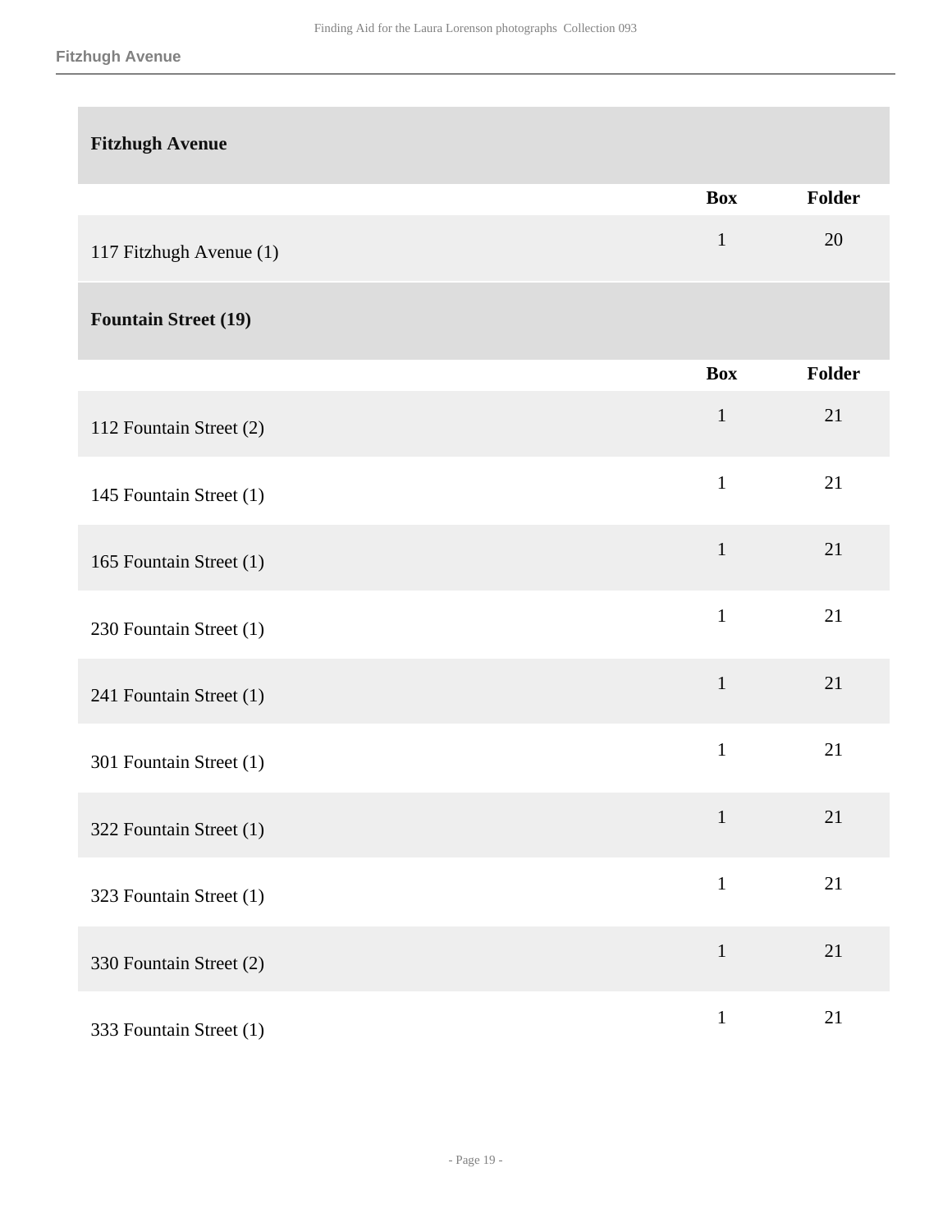## Fitzhugh Avenue

| | Box | Folder |
|---|---|---|
| 117 Fitzhugh Avenue (1) | 1 | 20 |

## Fountain Street (19)

| | Box | Folder |
|---|---|---|
| 112 Fountain Street (2) | 1 | 21 |
| 145 Fountain Street (1) | 1 | 21 |
| 165 Fountain Street (1) | 1 | 21 |
| 230 Fountain Street (1) | 1 | 21 |
| 241 Fountain Street (1) | 1 | 21 |
| 301 Fountain Street (1) | 1 | 21 |
| 322 Fountain Street (1) | 1 | 21 |
| 323 Fountain Street (1) | 1 | 21 |
| 330 Fountain Street (2) | 1 | 21 |
| 333 Fountain Street (1) | 1 | 21 |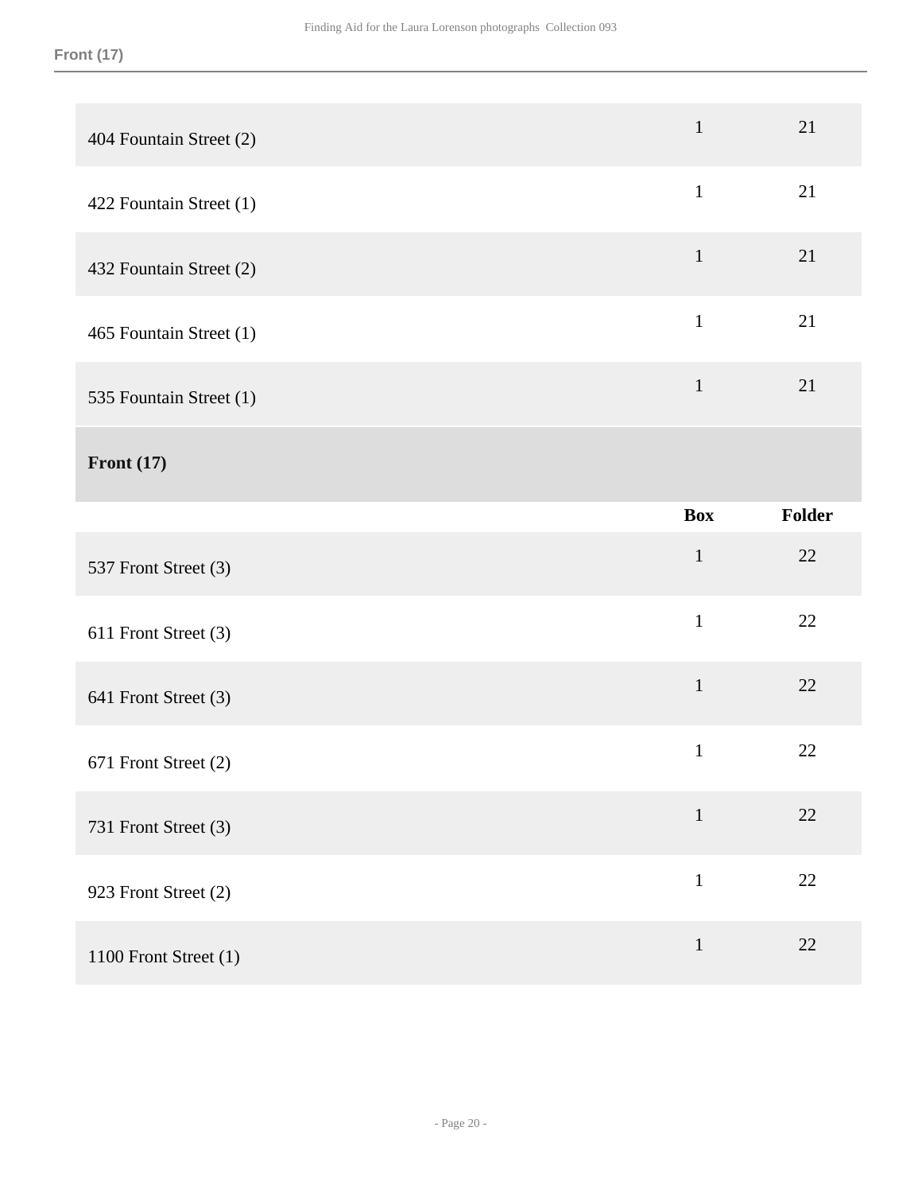| | Box | Folder |
|---|---|---|
| 404 Fountain Street (2) | 1 | 21 |
| 422 Fountain Street (1) | 1 | 21 |
| 432 Fountain Street (2) | 1 | 21 |
| 465 Fountain Street (1) | 1 | 21 |
| 535 Fountain Street (1) | 1 | 21 |

### Front (17)

| | Box | Folder |
|---|---|---|
| 537 Front Street (3) | 1 | 22 |
| 611 Front Street (3) | 1 | 22 |
| 641 Front Street (3) | 1 | 22 |
| 671 Front Street (2) | 1 | 22 |
| 731 Front Street (3) | 1 | 22 |
| 923 Front Street (2) | 1 | 22 |
| 1100 Front Street (1) | 1 | 22 |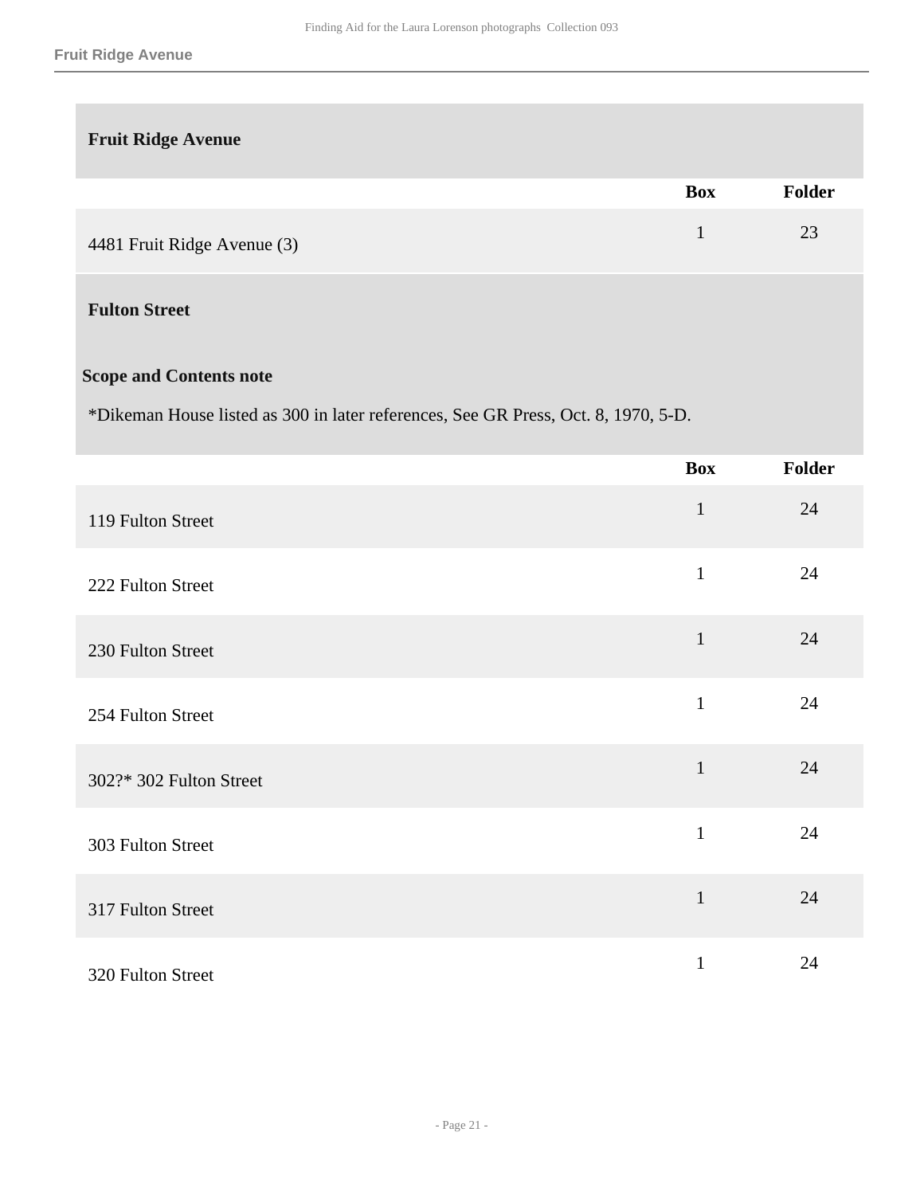## Fruit Ridge Avenue

| | Box | Folder |
|---|---|---|
| 4481 Fruit Ridge Avenue (3) | 1 | 23 |

## Fulton Street

**Scope and Contents note**

*Dikeman House listed as 300 in later references, See GR Press, Oct. 8, 1970, 5-D.

| | Box | Folder |
|---|---|---|
| 119 Fulton Street | 1 | 24 |
| 222 Fulton Street | 1 | 24 |
| 230 Fulton Street | 1 | 24 |
| 254 Fulton Street | 1 | 24 |
| 302?* 302 Fulton Street | 1 | 24 |
| 303 Fulton Street | 1 | 24 |
| 317 Fulton Street | 1 | 24 |
| 320 Fulton Street | 1 | 24 |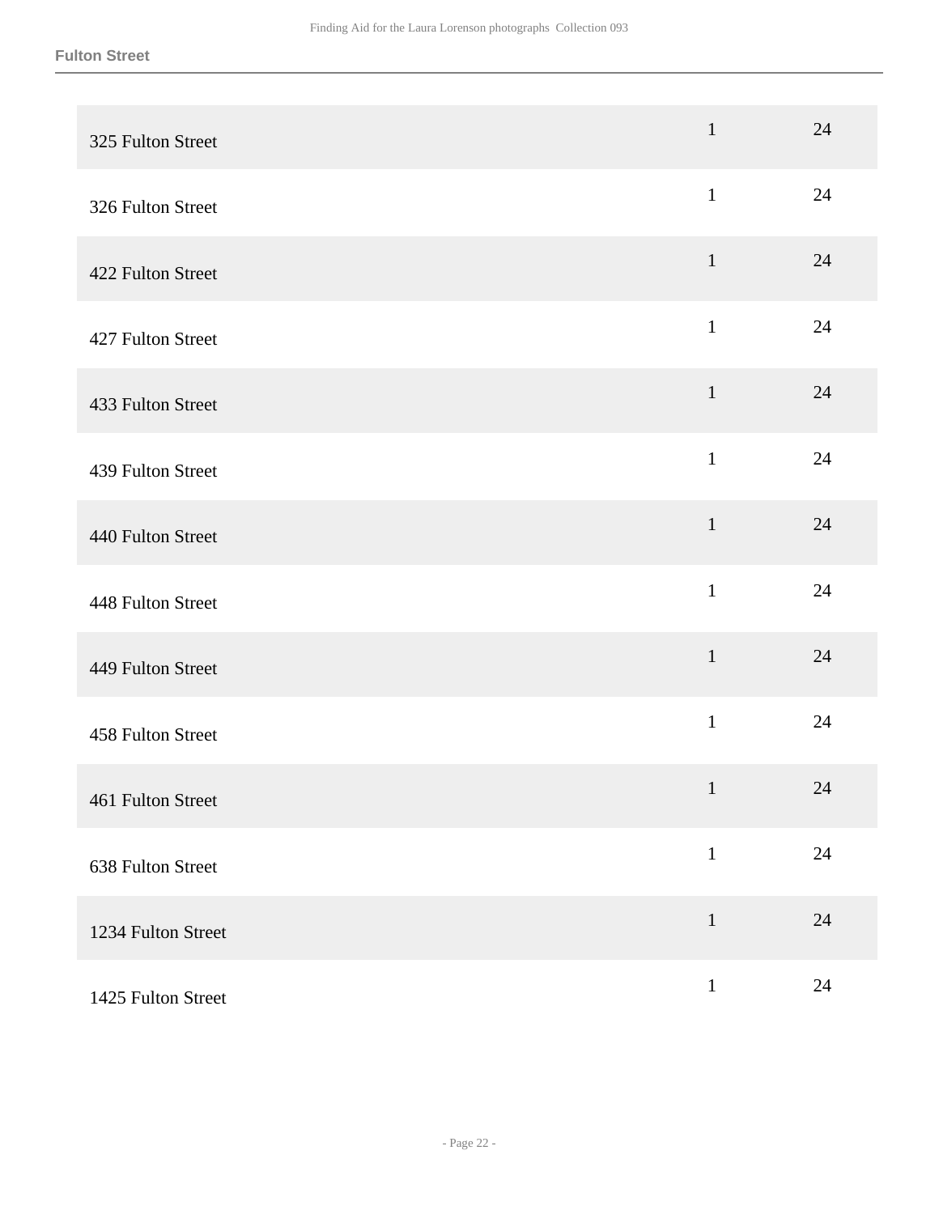| | | |
|---|---|---|
| 325 Fulton Street | 1 | 24 |
| 326 Fulton Street | 1 | 24 |
| 422 Fulton Street | 1 | 24 |
| 427 Fulton Street | 1 | 24 |
| 433 Fulton Street | 1 | 24 |
| 439 Fulton Street | 1 | 24 |
| 440 Fulton Street | 1 | 24 |
| 448 Fulton Street | 1 | 24 |
| 449 Fulton Street | 1 | 24 |
| 458 Fulton Street | 1 | 24 |
| 461 Fulton Street | 1 | 24 |
| 638 Fulton Street | 1 | 24 |
| 1234 Fulton Street | 1 | 24 |
| 1425 Fulton Street | 1 | 24 |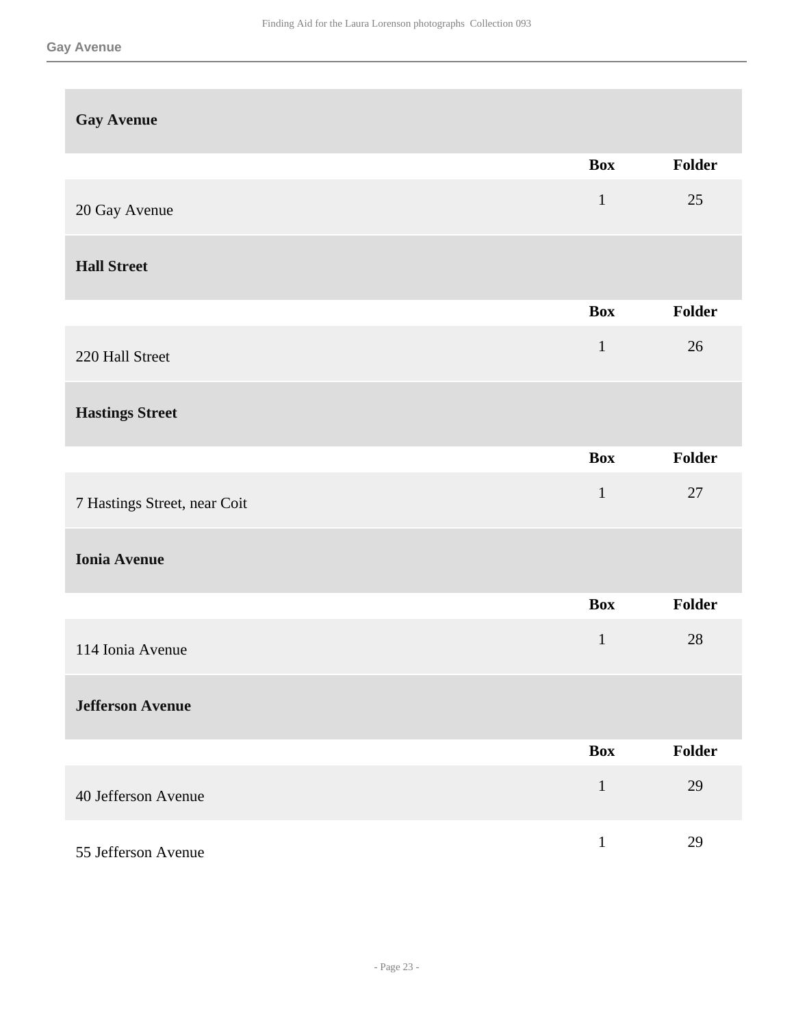### Gay Avenue

| | Box | Folder |
|---|---|---|
| 20 Gay Avenue | 1 | 25 |

### Hall Street

| | Box | Folder |
|---|---|---|
| 220 Hall Street | 1 | 26 |

### Hastings Street

| | Box | Folder |
|---|---|---|
| 7 Hastings Street, near Coit | 1 | 27 |

### Ionia Avenue

| | Box | Folder |
|---|---|---|
| 114 Ionia Avenue | 1 | 28 |

### Jefferson Avenue

| | Box | Folder |
|---|---|---|
| 40 Jefferson Avenue | 1 | 29 |
| 55 Jefferson Avenue | 1 | 29 |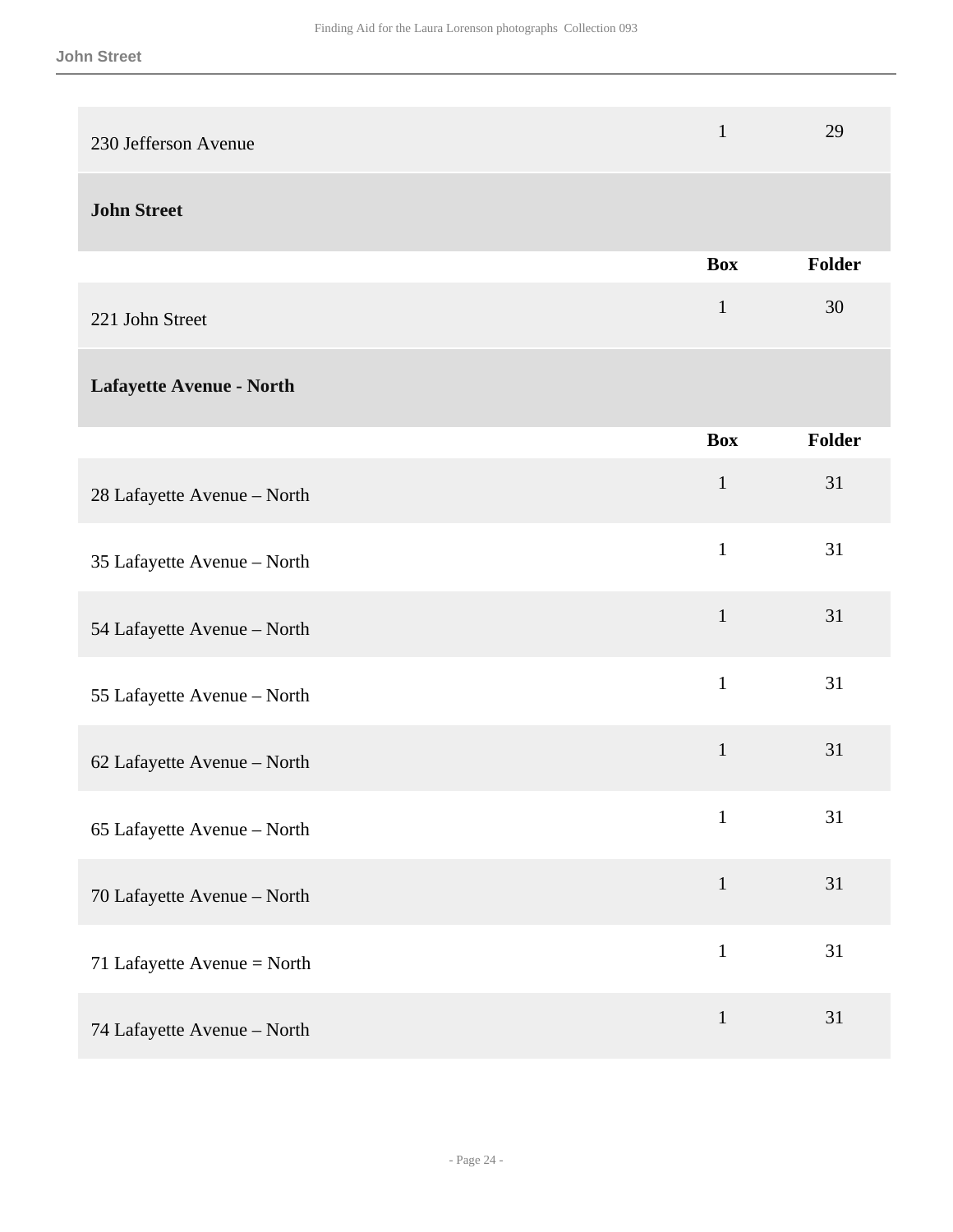| | Box | Folder |
|---|---|---|
| 230 Jefferson Avenue | 1 | 29 |

### John Street

| | Box | Folder |
|---|---|---|
| 221 John Street | 1 | 30 |

### Lafayette Avenue - North

| | Box | Folder |
|---|---|---|
| 28 Lafayette Avenue – North | 1 | 31 |
| 35 Lafayette Avenue – North | 1 | 31 |
| 54 Lafayette Avenue – North | 1 | 31 |
| 55 Lafayette Avenue – North | 1 | 31 |
| 62 Lafayette Avenue – North | 1 | 31 |
| 65 Lafayette Avenue – North | 1 | 31 |
| 70 Lafayette Avenue – North | 1 | 31 |
| 71 Lafayette Avenue = North | 1 | 31 |
| 74 Lafayette Avenue – North | 1 | 31 |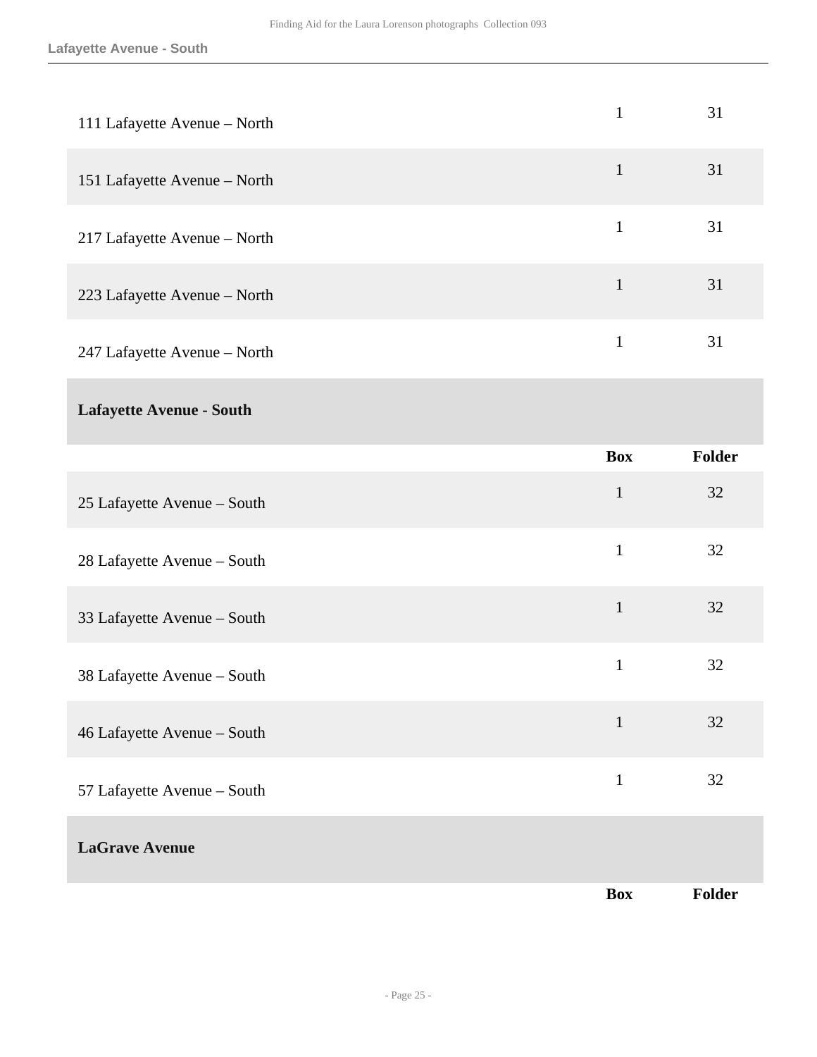| | Box | Folder |
|---|---|---|
| 111 Lafayette Avenue – North | 1 | 31 |
| 151 Lafayette Avenue – North | 1 | 31 |
| 217 Lafayette Avenue – North | 1 | 31 |
| 223 Lafayette Avenue – North | 1 | 31 |
| 247 Lafayette Avenue – North | 1 | 31 |

### Lafayette Avenue - South

| | Box | Folder |
|---|---|---|
| 25 Lafayette Avenue – South | 1 | 32 |
| 28 Lafayette Avenue – South | 1 | 32 |
| 33 Lafayette Avenue – South | 1 | 32 |
| 38 Lafayette Avenue – South | 1 | 32 |
| 46 Lafayette Avenue – South | 1 | 32 |
| 57 Lafayette Avenue – South | 1 | 32 |

### LaGrave Avenue

| | Box | Folder |
|---|---|---|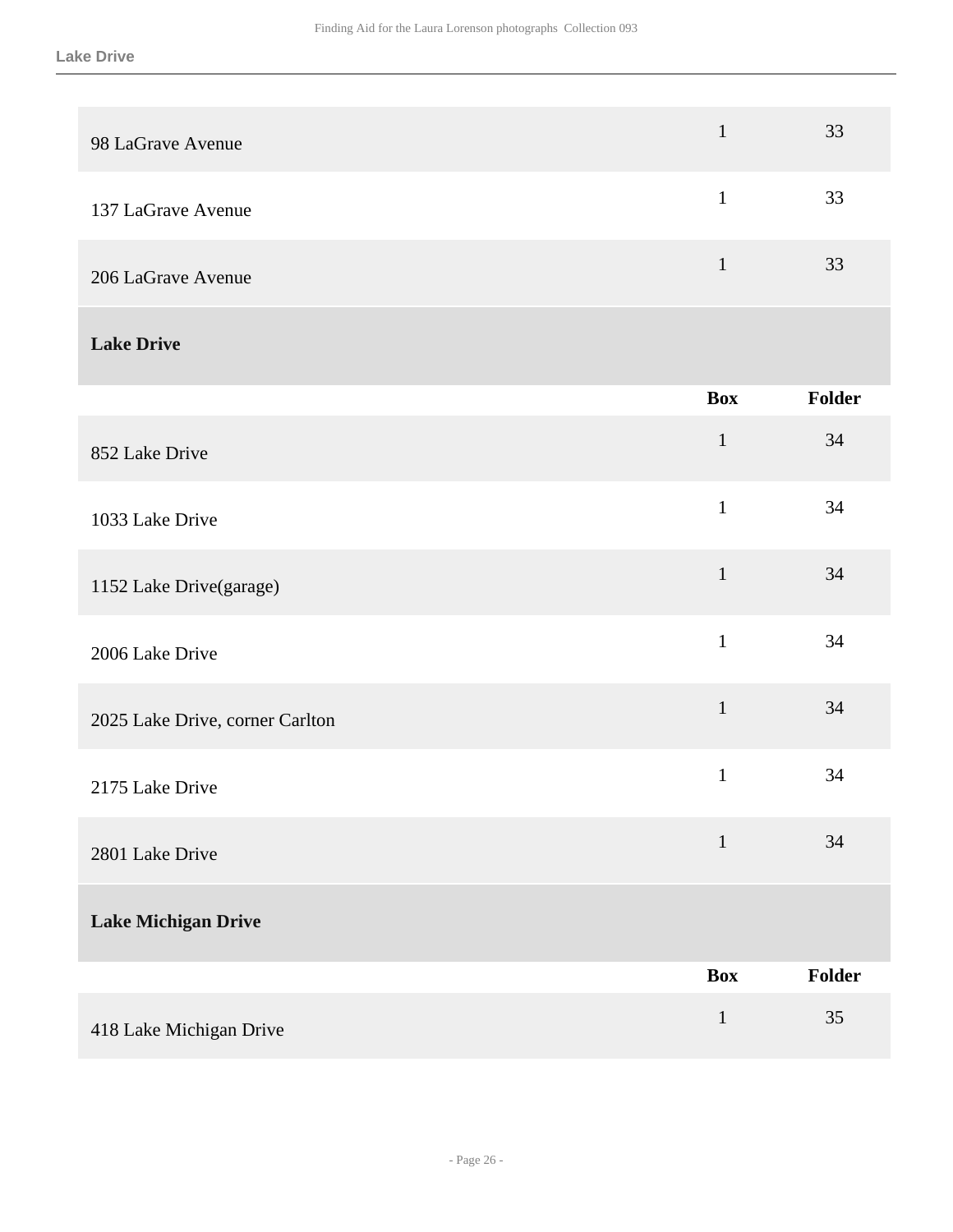| | Box | Folder |
|---|---|---|
| 98 LaGrave Avenue | 1 | 33 |
| 137 LaGrave Avenue | 1 | 33 |
| 206 LaGrave Avenue | 1 | 33 |

### Lake Drive

| | Box | Folder |
|---|---|---|
| 852 Lake Drive | 1 | 34 |
| 1033 Lake Drive | 1 | 34 |
| 1152 Lake Drive(garage) | 1 | 34 |
| 2006 Lake Drive | 1 | 34 |
| 2025 Lake Drive, corner Carlton | 1 | 34 |
| 2175 Lake Drive | 1 | 34 |
| 2801 Lake Drive | 1 | 34 |

### Lake Michigan Drive

| | Box | Folder |
|---|---|---|
| 418 Lake Michigan Drive | 1 | 35 |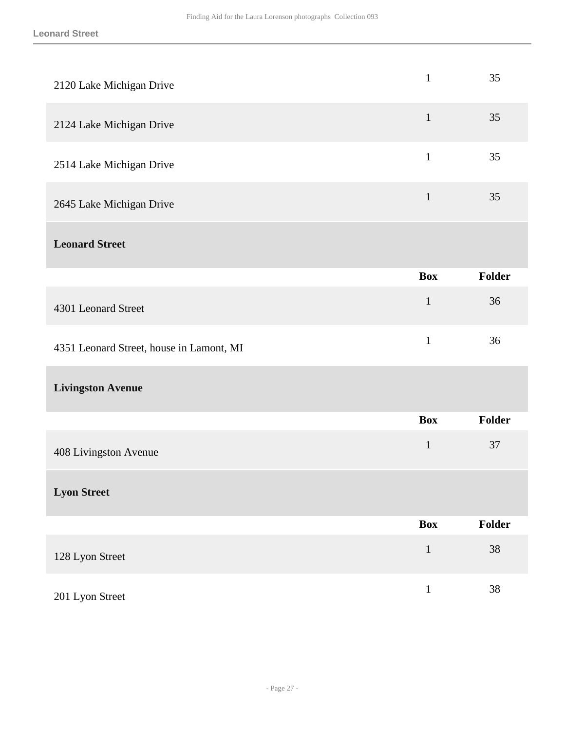| | Box | Folder |
|---|---|---|
| 2120 Lake Michigan Drive | 1 | 35 |
| 2124 Lake Michigan Drive | 1 | 35 |
| 2514 Lake Michigan Drive | 1 | 35 |
| 2645 Lake Michigan Drive | 1 | 35 |

### Leonard Street

| | Box | Folder |
|---|---|---|
| 4301 Leonard Street | 1 | 36 |
| 4351 Leonard Street, house in Lamont, MI | 1 | 36 |

### Livingston Avenue

| | Box | Folder |
|---|---|---|
| 408 Livingston Avenue | 1 | 37 |

### Lyon Street

| | Box | Folder |
|---|---|---|
| 128 Lyon Street | 1 | 38 |
| 201 Lyon Street | 1 | 38 |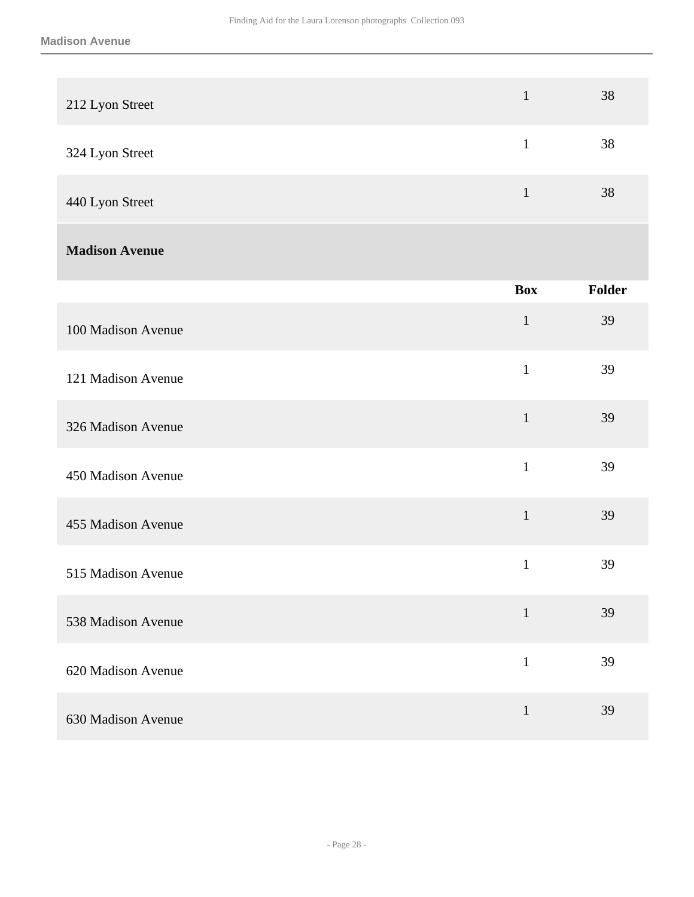| | Box | Folder |
|---|---|---|
| 212 Lyon Street | 1 | 38 |
| 324 Lyon Street | 1 | 38 |
| 440 Lyon Street | 1 | 38 |

**Madison Avenue**

| | Box | Folder |
|---|---|---|
| 100 Madison Avenue | 1 | 39 |
| 121 Madison Avenue | 1 | 39 |
| 326 Madison Avenue | 1 | 39 |
| 450 Madison Avenue | 1 | 39 |
| 455 Madison Avenue | 1 | 39 |
| 515 Madison Avenue | 1 | 39 |
| 538 Madison Avenue | 1 | 39 |
| 620 Madison Avenue | 1 | 39 |
| 630 Madison Avenue | 1 | 39 |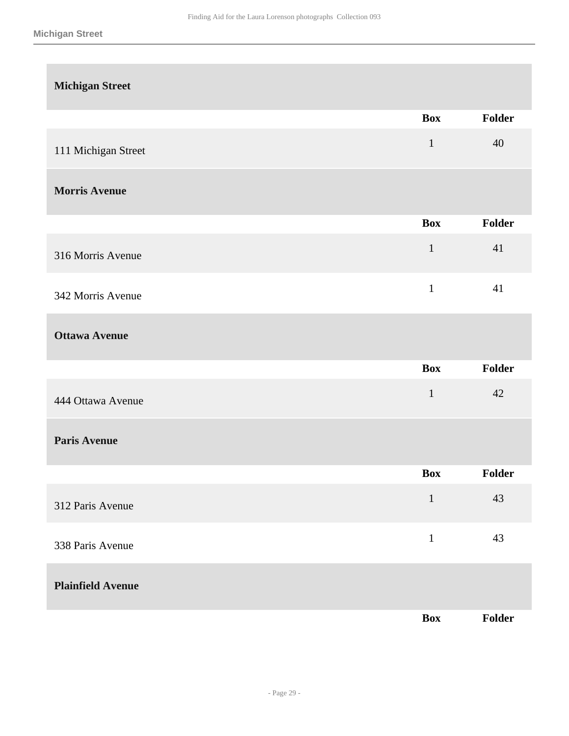### Michigan Street

| | Box | Folder |
|---|---|---|
| 111 Michigan Street | 1 | 40 |

### Morris Avenue

| | Box | Folder |
|---|---|---|
| 316 Morris Avenue | 1 | 41 |
| 342 Morris Avenue | 1 | 41 |

### Ottawa Avenue

| | Box | Folder |
|---|---|---|
| 444 Ottawa Avenue | 1 | 42 |

### Paris Avenue

| | Box | Folder |
|---|---|---|
| 312 Paris Avenue | 1 | 43 |
| 338 Paris Avenue | 1 | 43 |

### Plainfield Avenue

| | Box | Folder |
|---|---|---|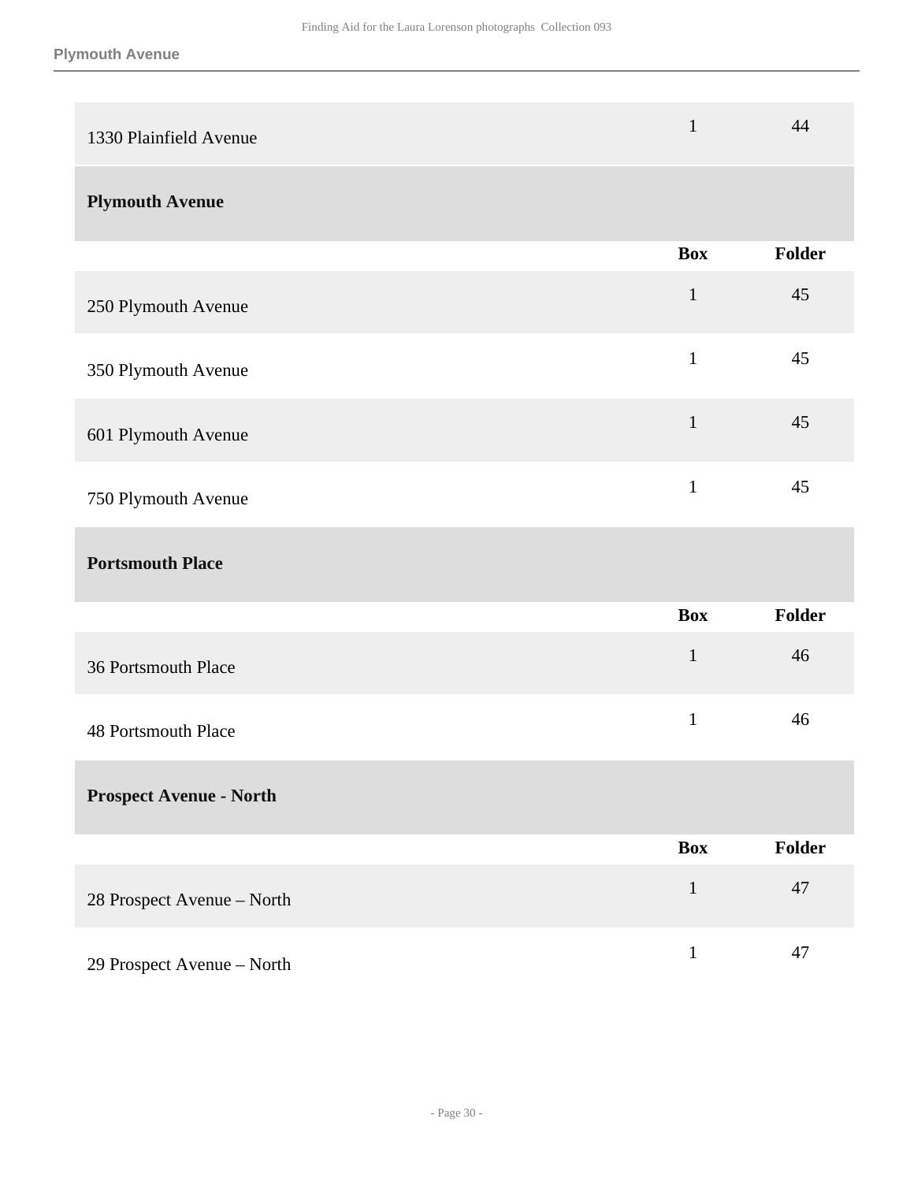| | Box | Folder |
|---|---|---|
| 1330 Plainfield Avenue | 1 | 44 |

### Plymouth Avenue

| | Box | Folder |
|---|---|---|
| 250 Plymouth Avenue | 1 | 45 |
| 350 Plymouth Avenue | 1 | 45 |
| 601 Plymouth Avenue | 1 | 45 |
| 750 Plymouth Avenue | 1 | 45 |

### Portsmouth Place

| | Box | Folder |
|---|---|---|
| 36 Portsmouth Place | 1 | 46 |
| 48 Portsmouth Place | 1 | 46 |

### Prospect Avenue - North

| | Box | Folder |
|---|---|---|
| 28 Prospect Avenue – North | 1 | 47 |
| 29 Prospect Avenue – North | 1 | 47 |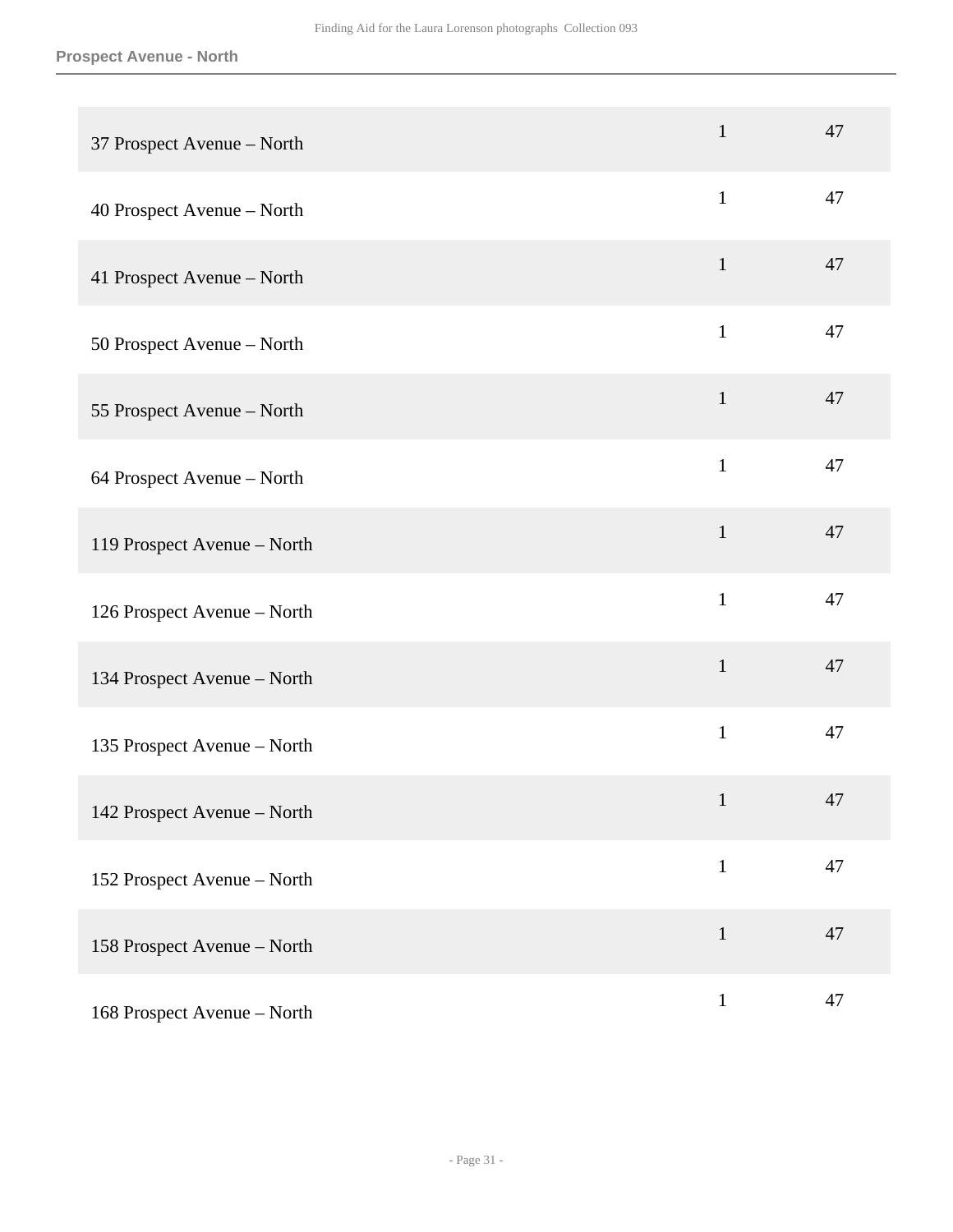| | | |
|---|---|---|
| 37 Prospect Avenue – North | 1 | 47 |
| 40 Prospect Avenue – North | 1 | 47 |
| 41 Prospect Avenue – North | 1 | 47 |
| 50 Prospect Avenue – North | 1 | 47 |
| 55 Prospect Avenue – North | 1 | 47 |
| 64 Prospect Avenue – North | 1 | 47 |
| 119 Prospect Avenue – North | 1 | 47 |
| 126 Prospect Avenue – North | 1 | 47 |
| 134 Prospect Avenue – North | 1 | 47 |
| 135 Prospect Avenue – North | 1 | 47 |
| 142 Prospect Avenue – North | 1 | 47 |
| 152 Prospect Avenue – North | 1 | 47 |
| 158 Prospect Avenue – North | 1 | 47 |
| 168 Prospect Avenue – North | 1 | 47 |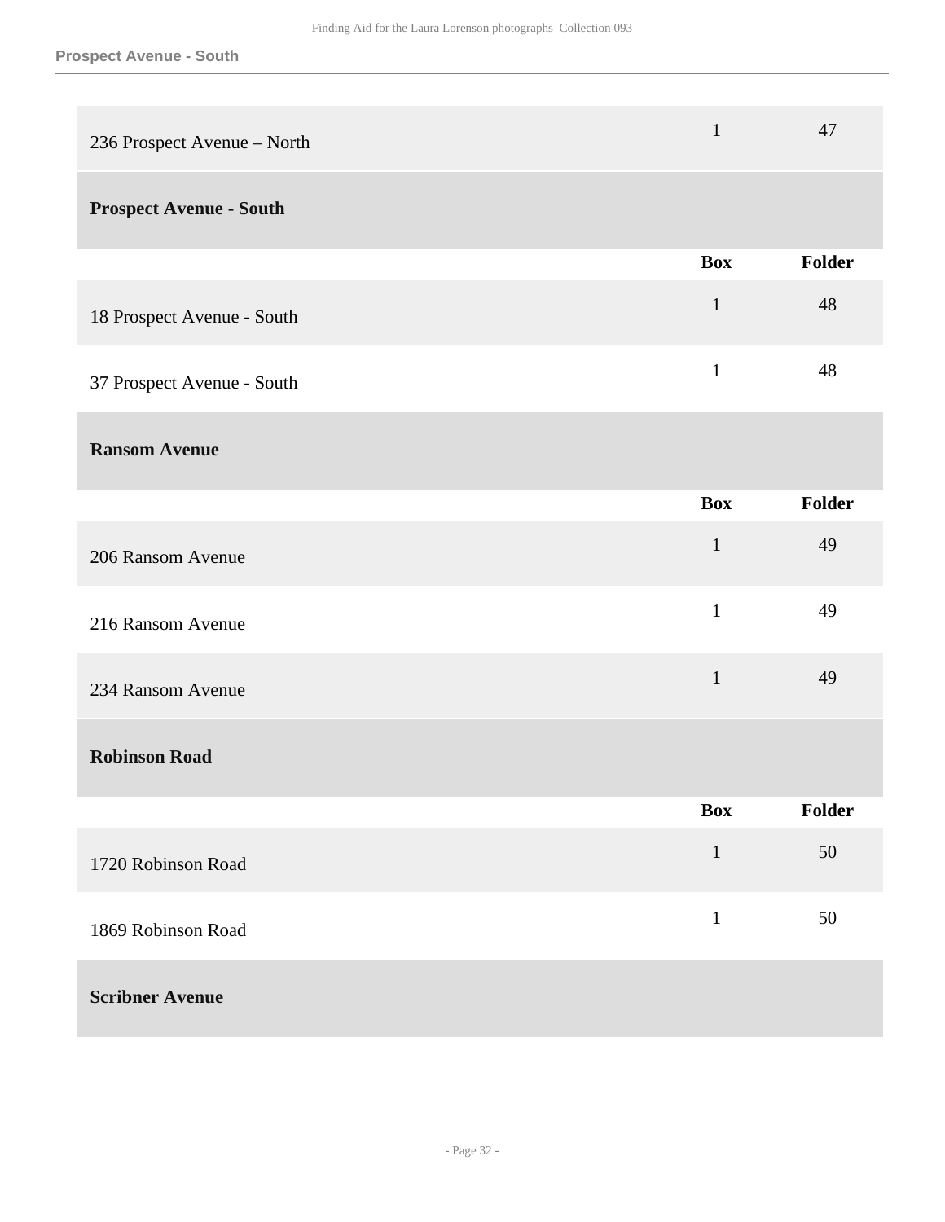| | Box | Folder |
|---|---|---|
| 236 Prospect Avenue – North | 1 | 47 |

### Prospect Avenue - South

| | Box | Folder |
|---|---|---|
| 18 Prospect Avenue - South | 1 | 48 |
| 37 Prospect Avenue - South | 1 | 48 |

### Ransom Avenue

| | Box | Folder |
|---|---|---|
| 206 Ransom Avenue | 1 | 49 |
| 216 Ransom Avenue | 1 | 49 |
| 234 Ransom Avenue | 1 | 49 |

### Robinson Road

| | Box | Folder |
|---|---|---|
| 1720 Robinson Road | 1 | 50 |
| 1869 Robinson Road | 1 | 50 |

### Scribner Avenue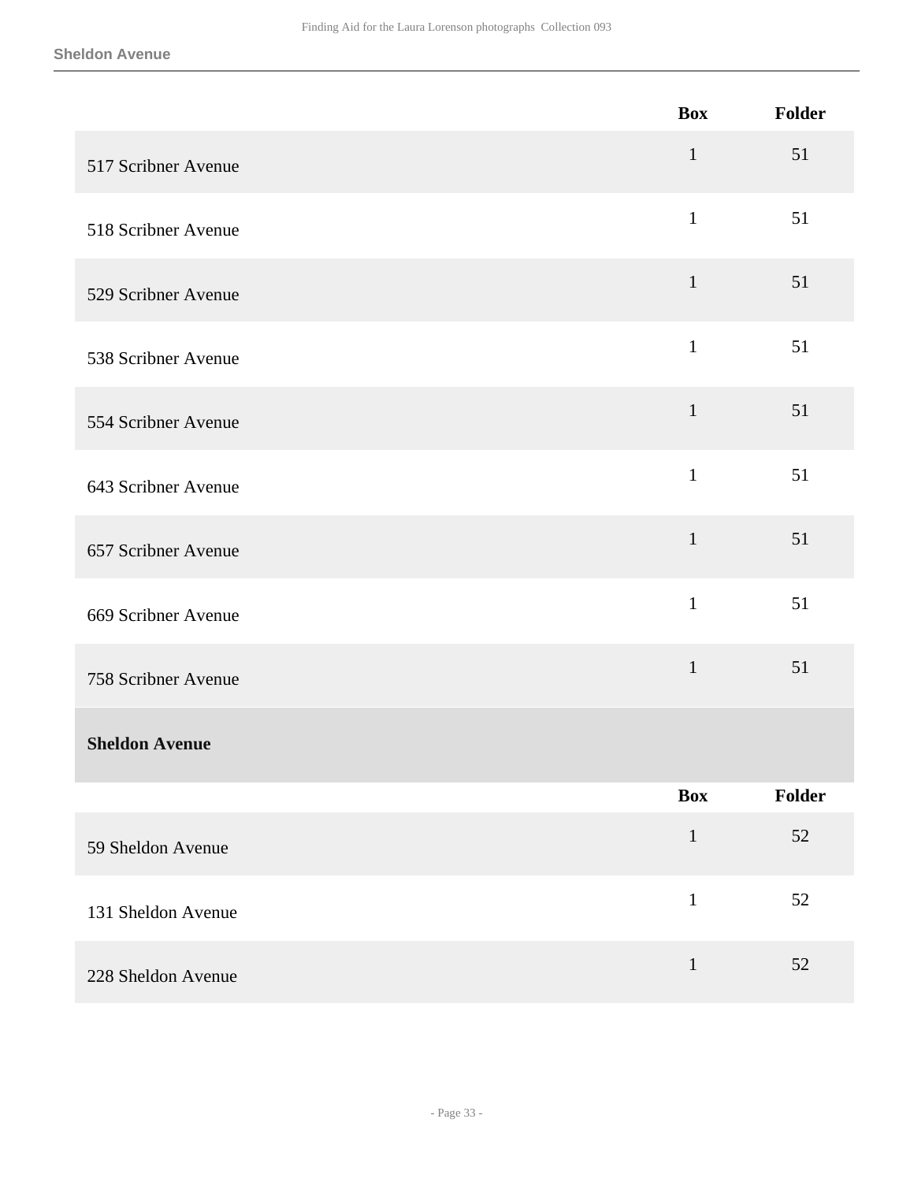| | Box | Folder |
|---|---|---|
| 517 Scribner Avenue | 1 | 51 |
| 518 Scribner Avenue | 1 | 51 |
| 529 Scribner Avenue | 1 | 51 |
| 538 Scribner Avenue | 1 | 51 |
| 554 Scribner Avenue | 1 | 51 |
| 643 Scribner Avenue | 1 | 51 |
| 657 Scribner Avenue | 1 | 51 |
| 669 Scribner Avenue | 1 | 51 |
| 758 Scribner Avenue | 1 | 51 |

### Sheldon Avenue

| | Box | Folder |
|---|---|---|
| 59 Sheldon Avenue | 1 | 52 |
| 131 Sheldon Avenue | 1 | 52 |
| 228 Sheldon Avenue | 1 | 52 |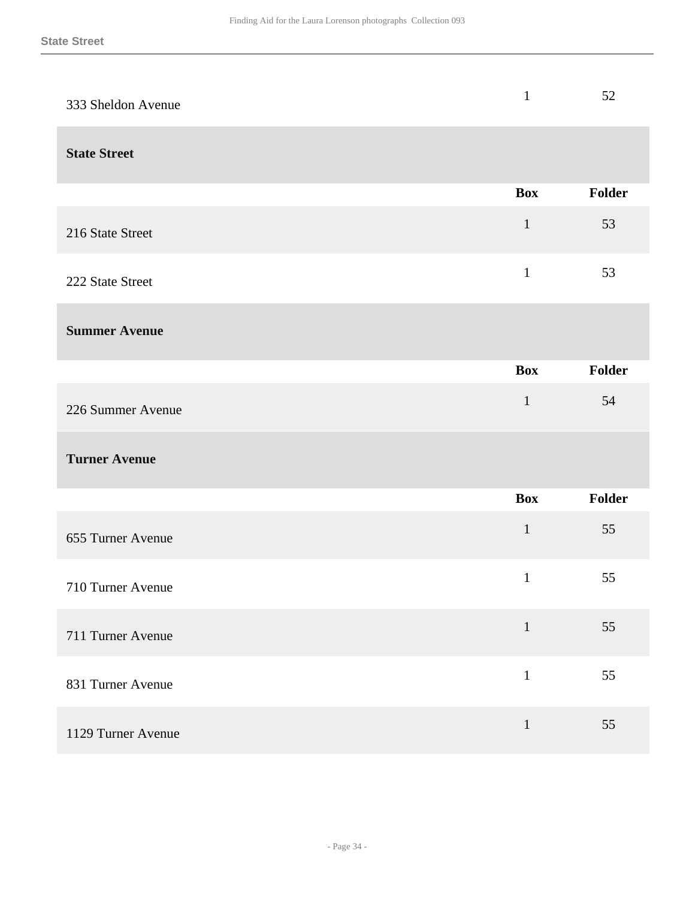| | | |
|---|---|---|
| 333 Sheldon Avenue | 1 | 52 |

### State Street

| | Box | Folder |
|---|---|---|
| 216 State Street | 1 | 53 |
| 222 State Street | 1 | 53 |

### Summer Avenue

| | Box | Folder |
|---|---|---|
| 226 Summer Avenue | 1 | 54 |

### Turner Avenue

| | Box | Folder |
|---|---|---|
| 655 Turner Avenue | 1 | 55 |
| 710 Turner Avenue | 1 | 55 |
| 711 Turner Avenue | 1 | 55 |
| 831 Turner Avenue | 1 | 55 |
| 1129 Turner Avenue | 1 | 55 |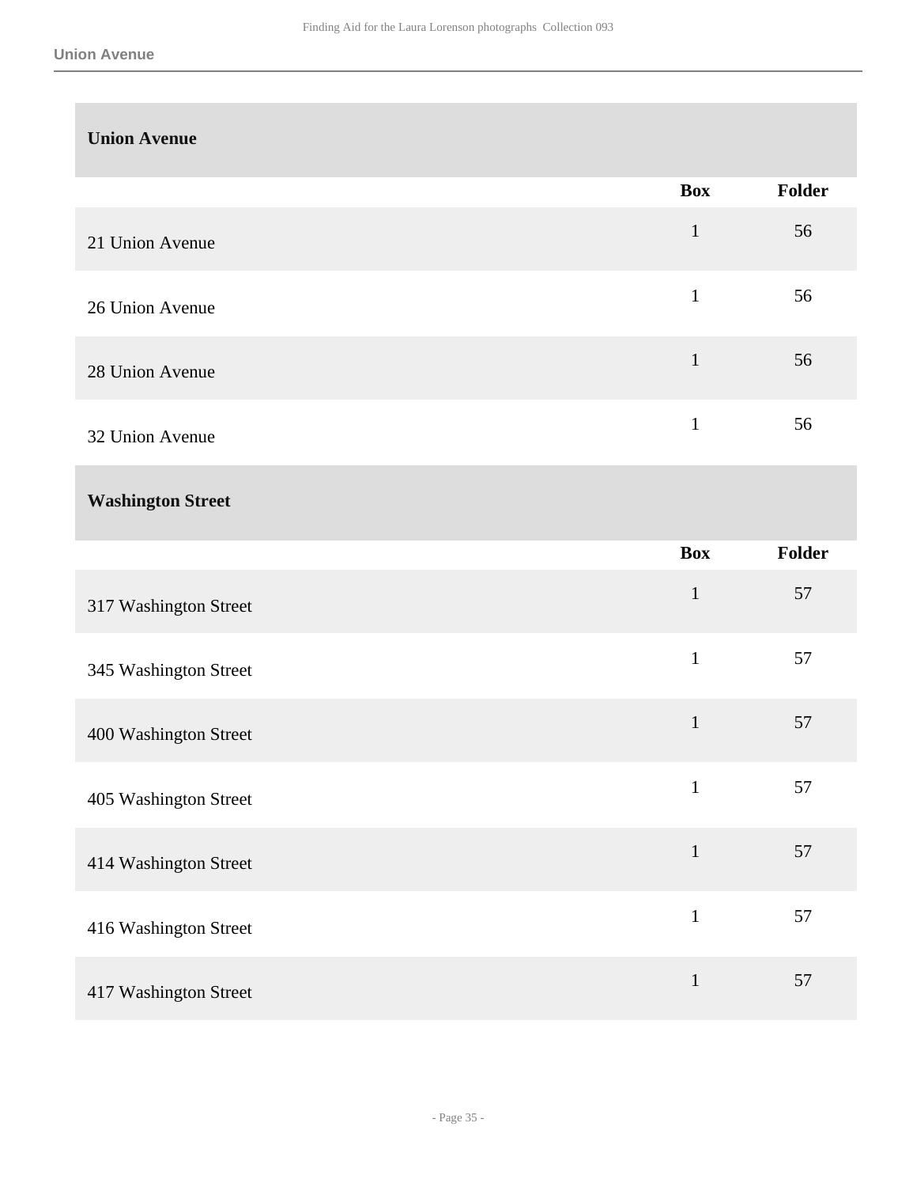### Union Avenue

| | Box | Folder |
|---|---|---|
| 21 Union Avenue | 1 | 56 |
| 26 Union Avenue | 1 | 56 |
| 28 Union Avenue | 1 | 56 |
| 32 Union Avenue | 1 | 56 |

### Washington Street

| | Box | Folder |
|---|---|---|
| 317 Washington Street | 1 | 57 |
| 345 Washington Street | 1 | 57 |
| 400 Washington Street | 1 | 57 |
| 405 Washington Street | 1 | 57 |
| 414 Washington Street | 1 | 57 |
| 416 Washington Street | 1 | 57 |
| 417 Washington Street | 1 | 57 |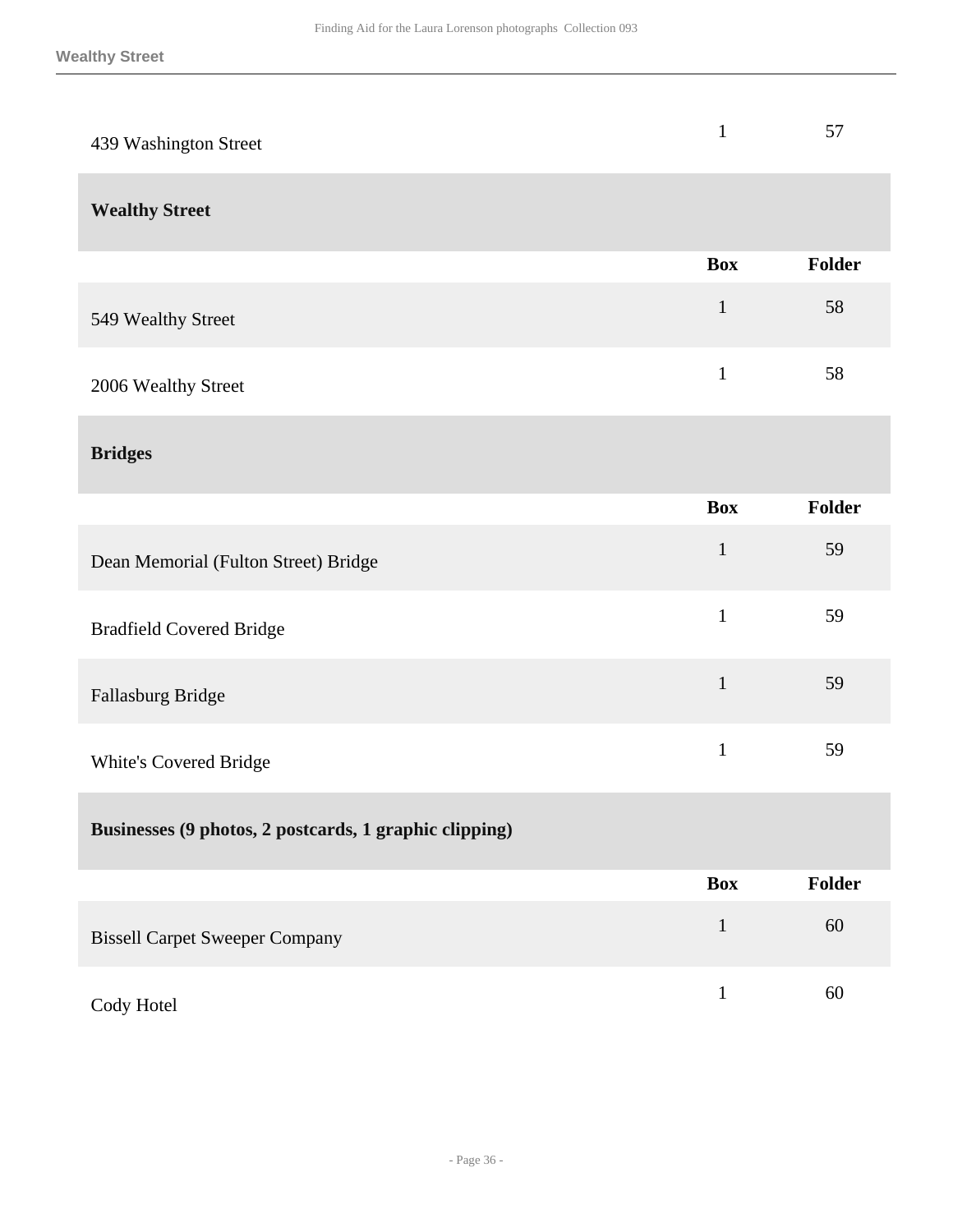| | Box | Folder |
|---|---|---|
| 439 Washington Street | 1 | 57 |

### Wealthy Street

| | Box | Folder |
|---|---|---|
| 549 Wealthy Street | 1 | 58 |
| 2006 Wealthy Street | 1 | 58 |

### Bridges

| | Box | Folder |
|---|---|---|
| Dean Memorial (Fulton Street) Bridge | 1 | 59 |
| Bradfield Covered Bridge | 1 | 59 |
| Fallasburg Bridge | 1 | 59 |
| White's Covered Bridge | 1 | 59 |

### Businesses (9 photos, 2 postcards, 1 graphic clipping)

| | Box | Folder |
|---|---|---|
| Bissell Carpet Sweeper Company | 1 | 60 |
| Cody Hotel | 1 | 60 |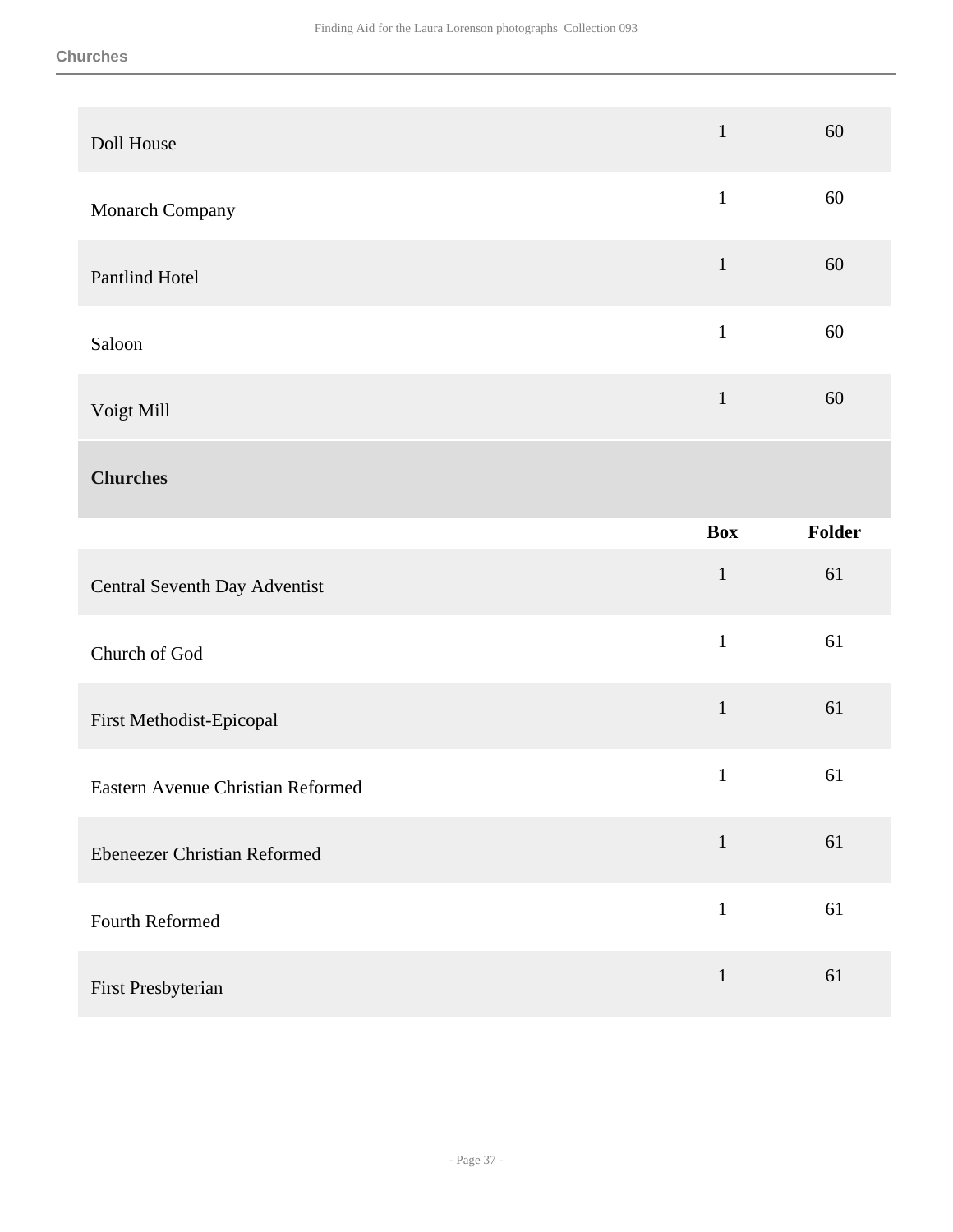| | | |
|---|---|---|
| Doll House | 1 | 60 |
| Monarch Company | 1 | 60 |
| Pantlind Hotel | 1 | 60 |
| Saloon | 1 | 60 |
| Voigt Mill | 1 | 60 |

## Churches

| | Box | Folder |
|---|---|---|
| Central Seventh Day Adventist | 1 | 61 |
| Church of God | 1 | 61 |
| First Methodist-Epicopal | 1 | 61 |
| Eastern Avenue Christian Reformed | 1 | 61 |
| Ebeneezer Christian Reformed | 1 | 61 |
| Fourth Reformed | 1 | 61 |
| First Presbyterian | 1 | 61 |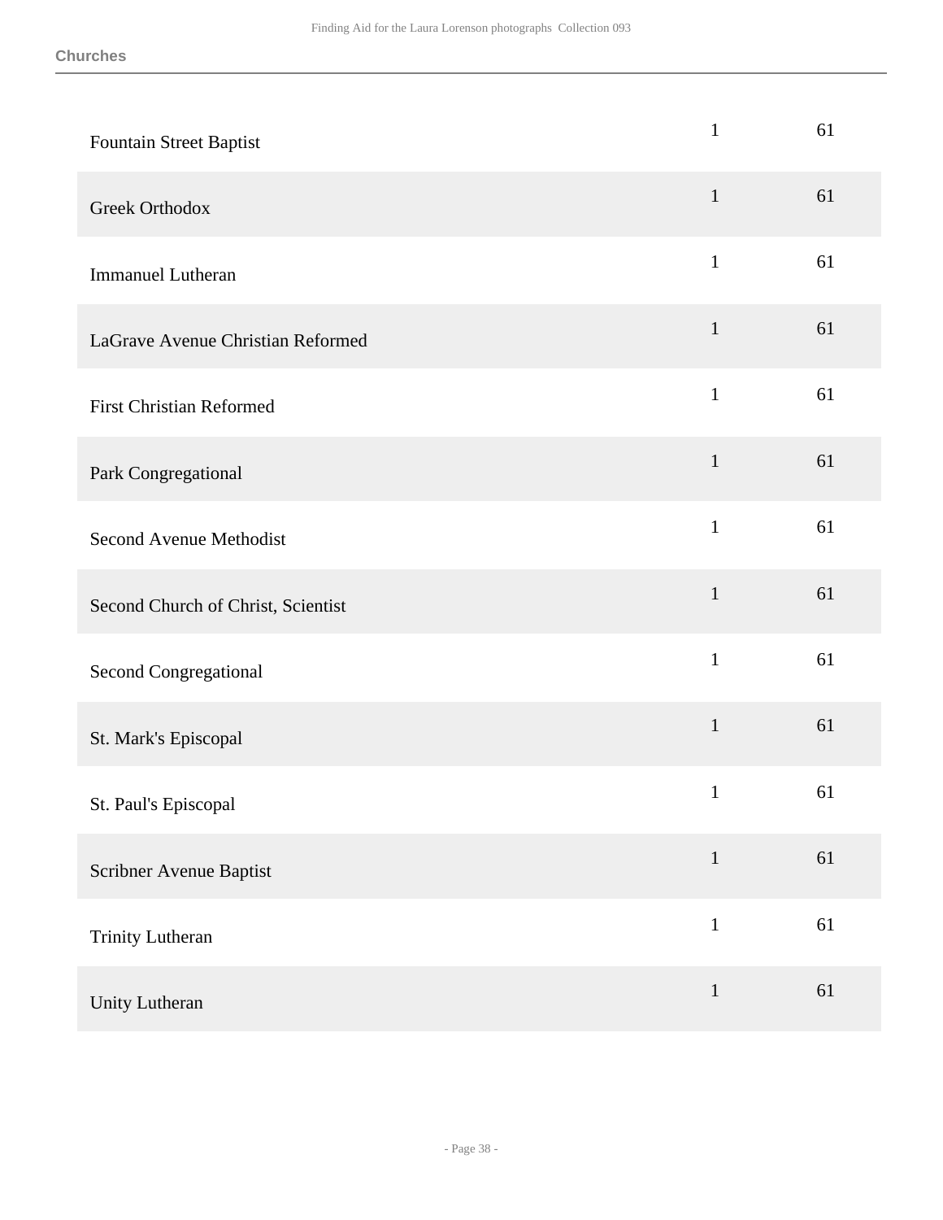**Churches**

| | | |
|---|---|---|
| Fountain Street Baptist | 1 | 61 |
| Greek Orthodox | 1 | 61 |
| Immanuel Lutheran | 1 | 61 |
| LaGrave Avenue Christian Reformed | 1 | 61 |
| First Christian Reformed | 1 | 61 |
| Park Congregational | 1 | 61 |
| Second Avenue Methodist | 1 | 61 |
| Second Church of Christ, Scientist | 1 | 61 |
| Second Congregational | 1 | 61 |
| St. Mark's Episcopal | 1 | 61 |
| St. Paul's Episcopal | 1 | 61 |
| Scribner Avenue Baptist | 1 | 61 |
| Trinity Lutheran | 1 | 61 |
| Unity Lutheran | 1 | 61 |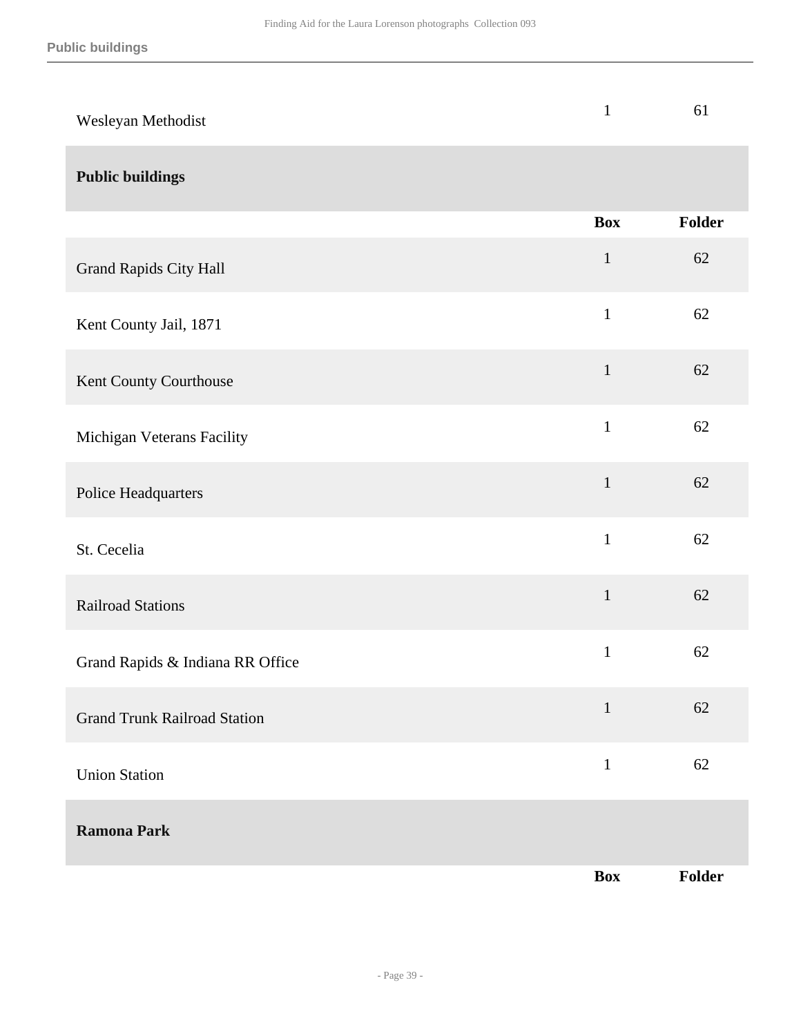| | Box | Folder |
|---|---|---|
| Wesleyan Methodist | 1 | 61 |

### Public buildings

| | Box | Folder |
|---|---|---|
| Grand Rapids City Hall | 1 | 62 |
| Kent County Jail, 1871 | 1 | 62 |
| Kent County Courthouse | 1 | 62 |
| Michigan Veterans Facility | 1 | 62 |
| Police Headquarters | 1 | 62 |
| St. Cecelia | 1 | 62 |
| Railroad Stations | 1 | 62 |
| Grand Rapids & Indiana RR Office | 1 | 62 |
| Grand Trunk Railroad Station | 1 | 62 |
| Union Station | 1 | 62 |

### Ramona Park

| | Box | Folder |
|---|---|---|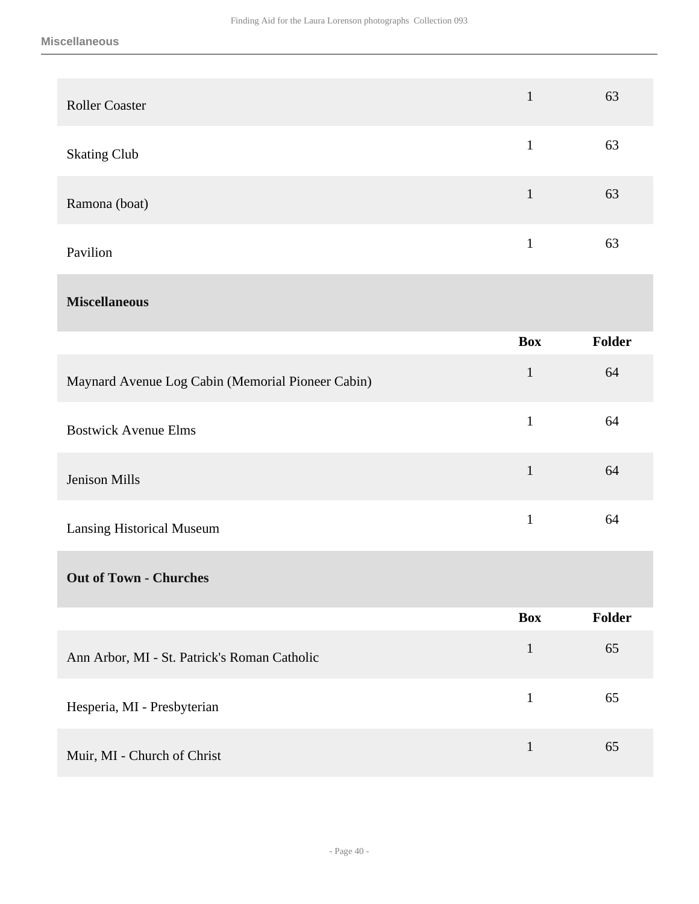| | Box | Folder |
|---|---|---|
| Roller Coaster | 1 | 63 |
| Skating Club | 1 | 63 |
| Ramona (boat) | 1 | 63 |
| Pavilion | 1 | 63 |

### Miscellaneous

| | Box | Folder |
|---|---|---|
| Maynard Avenue Log Cabin (Memorial Pioneer Cabin) | 1 | 64 |
| Bostwick Avenue Elms | 1 | 64 |
| Jenison Mills | 1 | 64 |
| Lansing Historical Museum | 1 | 64 |

### Out of Town - Churches

| | Box | Folder |
|---|---|---|
| Ann Arbor, MI - St. Patrick's Roman Catholic | 1 | 65 |
| Hesperia, MI - Presbyterian | 1 | 65 |
| Muir, MI - Church of Christ | 1 | 65 |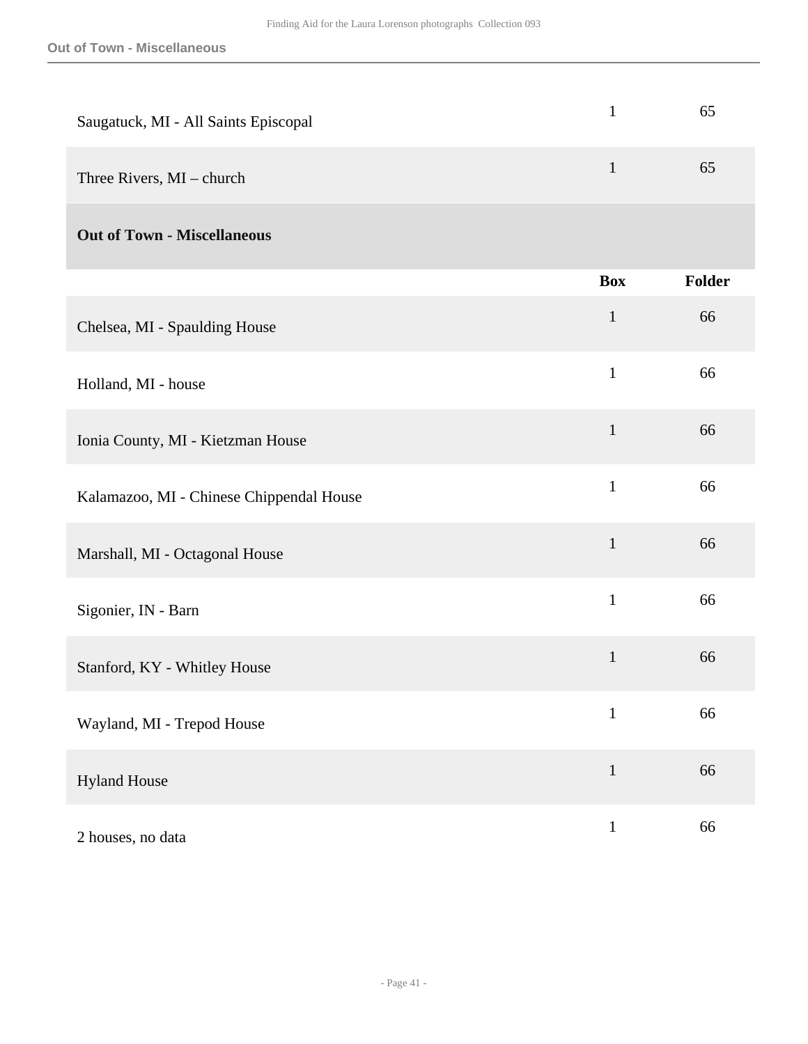| | Box | Folder |
|---|---|---|
| Saugatuck, MI - All Saints Episcopal | 1 | 65 |
| Three Rivers, MI – church | 1 | 65 |

## Out of Town - Miscellaneous

| | Box | Folder |
|---|---|---|
| Chelsea, MI - Spaulding House | 1 | 66 |
| Holland, MI - house | 1 | 66 |
| Ionia County, MI - Kietzman House | 1 | 66 |
| Kalamazoo, MI - Chinese Chippendal House | 1 | 66 |
| Marshall, MI - Octagonal House | 1 | 66 |
| Sigonier, IN - Barn | 1 | 66 |
| Stanford, KY - Whitley House | 1 | 66 |
| Wayland, MI - Trepod House | 1 | 66 |
| Hyland House | 1 | 66 |
| 2 houses, no data | 1 | 66 |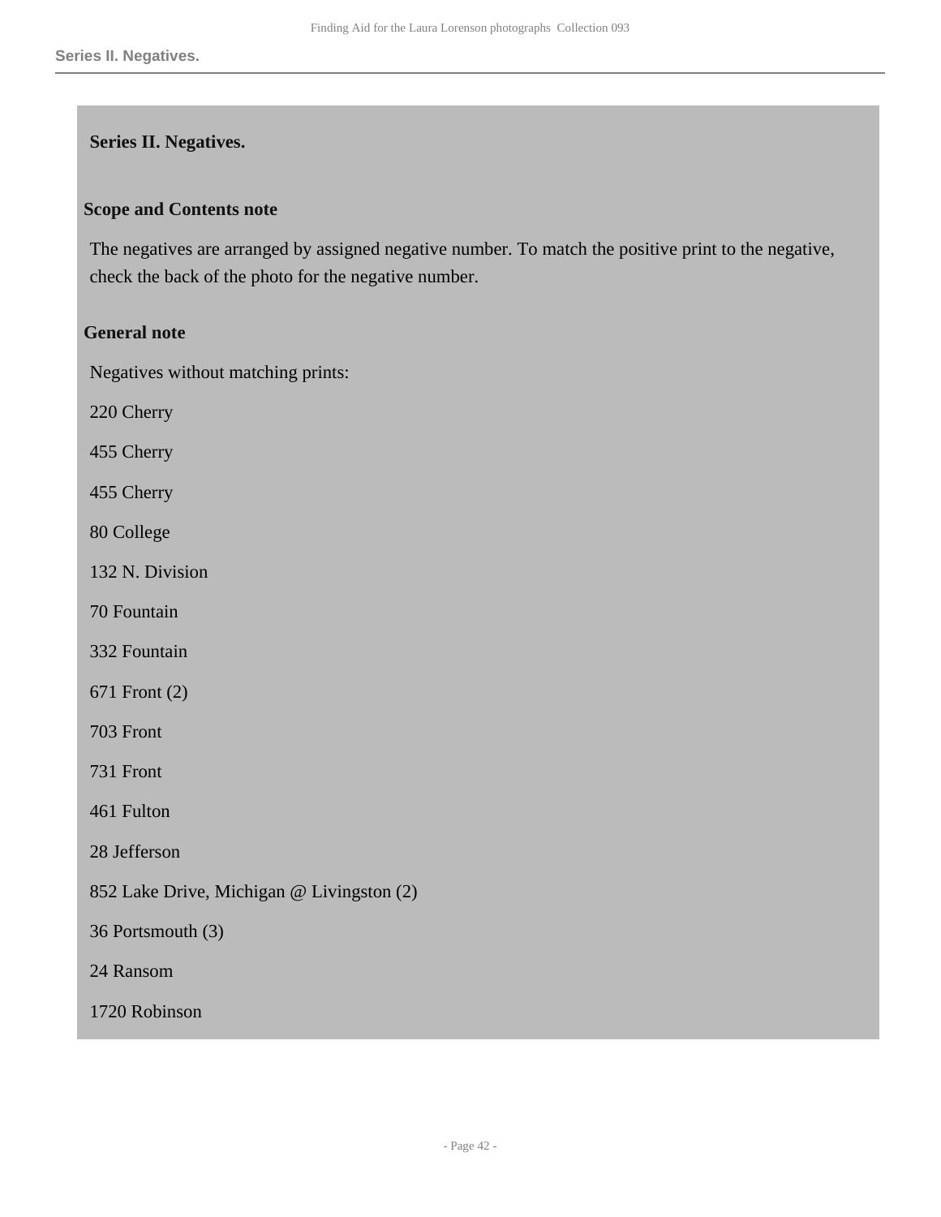## Series II. Negatives.

### Scope and Contents note

The negatives are arranged by assigned negative number. To match the positive print to the negative, check the back of the photo for the negative number.

### General note

Negatives without matching prints:

220 Cherry

455 Cherry

455 Cherry

80 College

132 N. Division

70 Fountain

332 Fountain

671 Front (2)

703 Front

731 Front

461 Fulton

28 Jefferson

852 Lake Drive, Michigan @ Livingston (2)

36 Portsmouth (3)

24 Ransom

1720 Robinson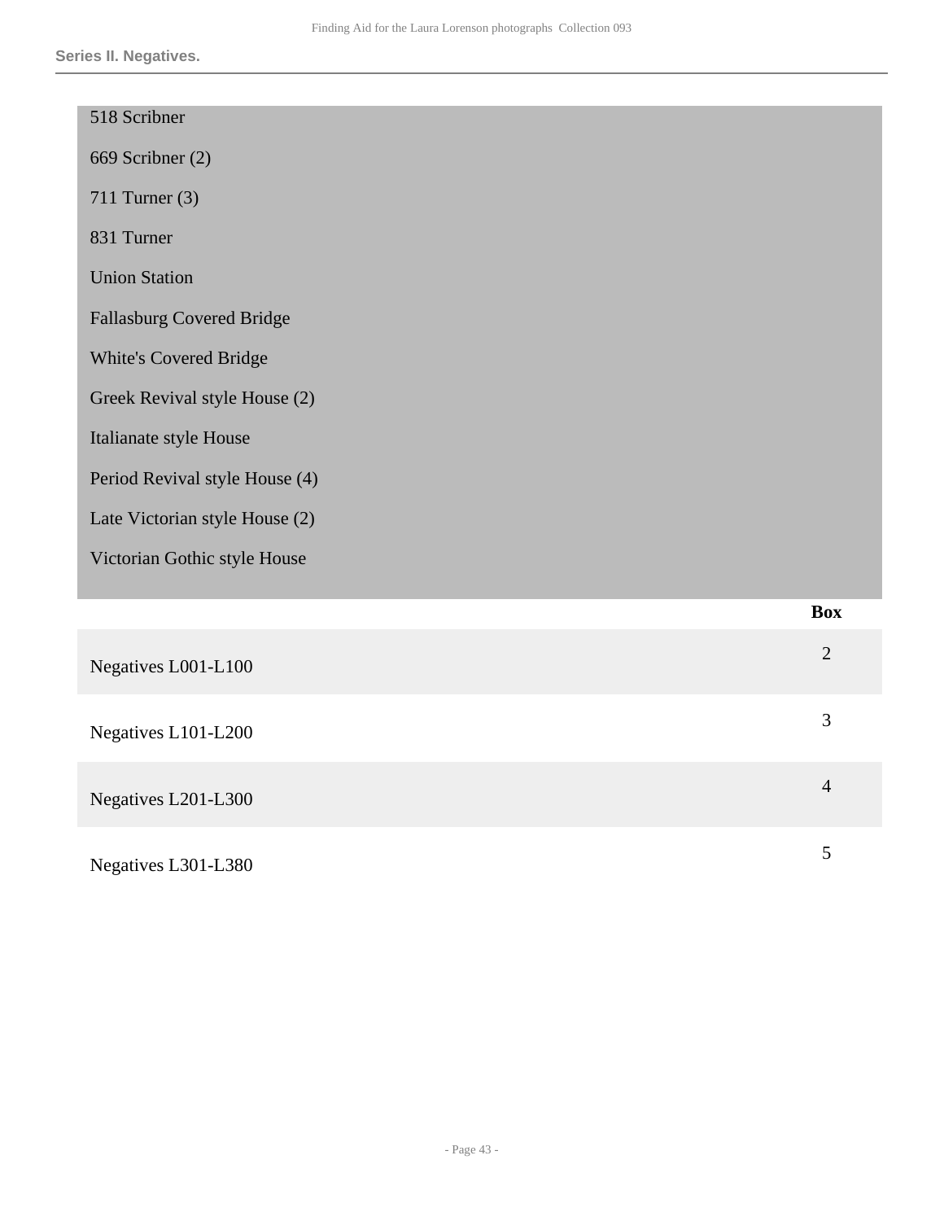518 Scribner

669 Scribner (2)

711 Turner (3)

831 Turner

Union Station

Fallasburg Covered Bridge

White's Covered Bridge

Greek Revival style House (2)

Italianate style House

Period Revival style House (4)

Late Victorian style House (2)

Victorian Gothic style House

| | Box |
|---|---|
| Negatives L001-L100 | 2 |
| Negatives L101-L200 | 3 |
| Negatives L201-L300 | 4 |
| Negatives L301-L380 | 5 |